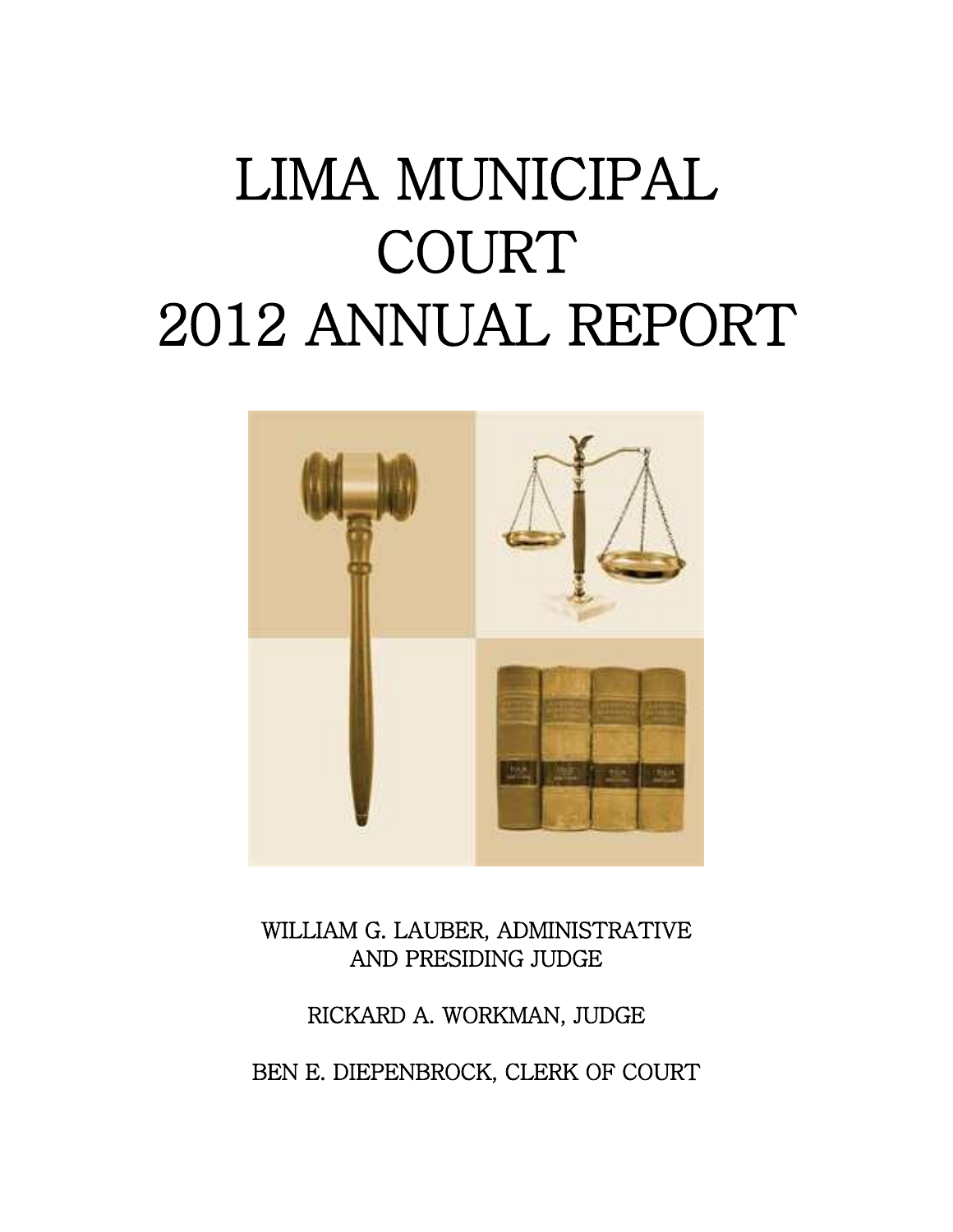# LIMA MUNICIPAL COURT 2012 ANNUAL REPORT

WILLIAM G. LAUBER, ADMINISTRATIVE AND PRESIDING JUDGE

RICKARD A. WORKMAN, JUDGE

BEN E. DIEPENBROCK, CLERK OF COURT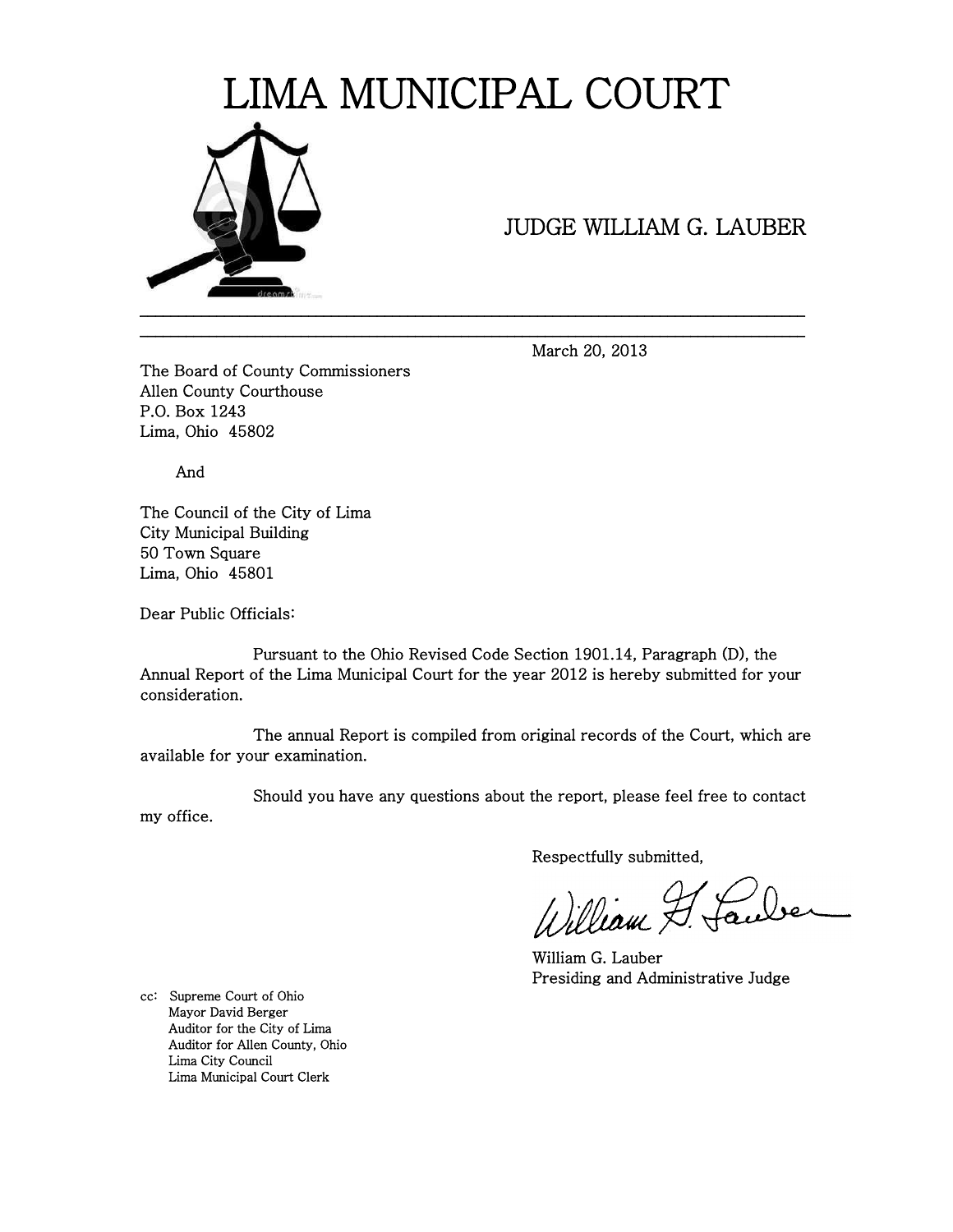# LIMA MUNICIPAL COURT

JUDGE WILLIAM G. LAUBER

---

March 20, 2013

The Board of County Commissioners
Allen County Courthouse
P.O. Box 1243
Lima, Ohio 45802

And

The Council of the City of Lima
City Municipal Building
50 Town Square
Lima, Ohio 45801

Dear Public Officials:

Pursuant to the Ohio Revised Code Section 1901.14, Paragraph (D), the Annual Report of the Lima Municipal Court for the year 2012 is hereby submitted for your consideration.

The annual Report is compiled from original records of the Court, which are available for your examination.

Should you have any questions about the report, please feel free to contact my office.

Respectfully submitted,

William G. Lauber

William G. Lauber
Presiding and Administrative Judge

cc: Supreme Court of Ohio
Mayor David Berger
Auditor for the City of Lima
Auditor for Allen County, Ohio
Lima City Council
Lima Municipal Court Clerk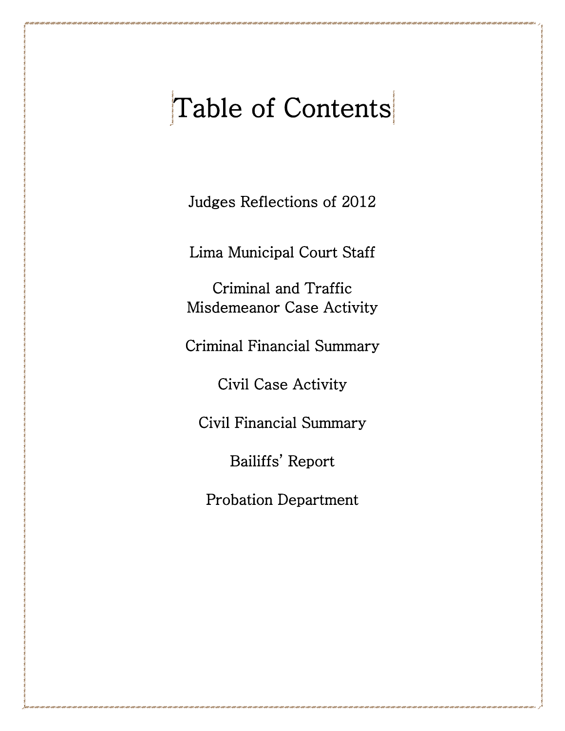# Table of Contents

Judges Reflections of 2012

Lima Municipal Court Staff

Criminal and Traffic Misdemeanor Case Activity

Criminal Financial Summary

Civil Case Activity

Civil Financial Summary

Bailiffs' Report

Probation Department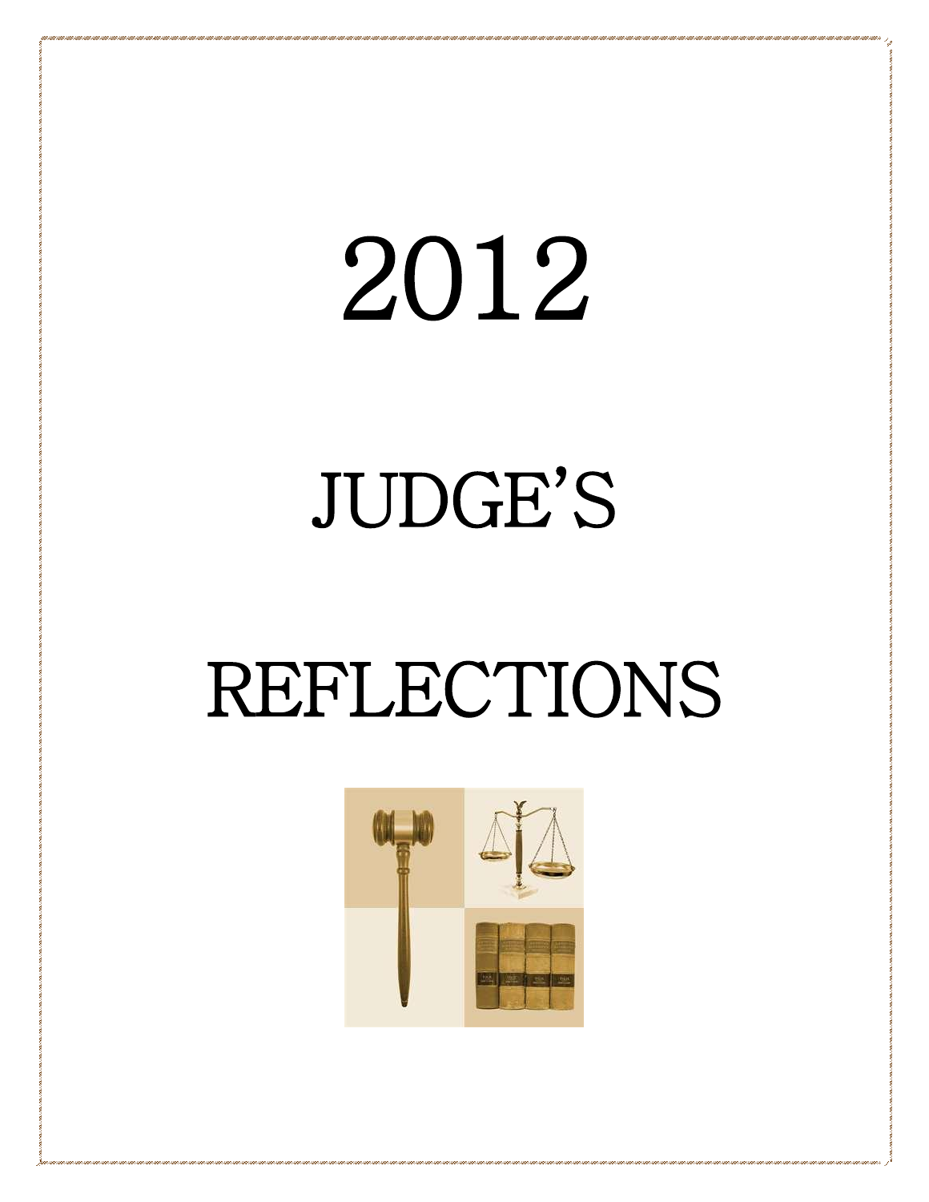# 2012

# JUDGE'S

# REFLECTIONS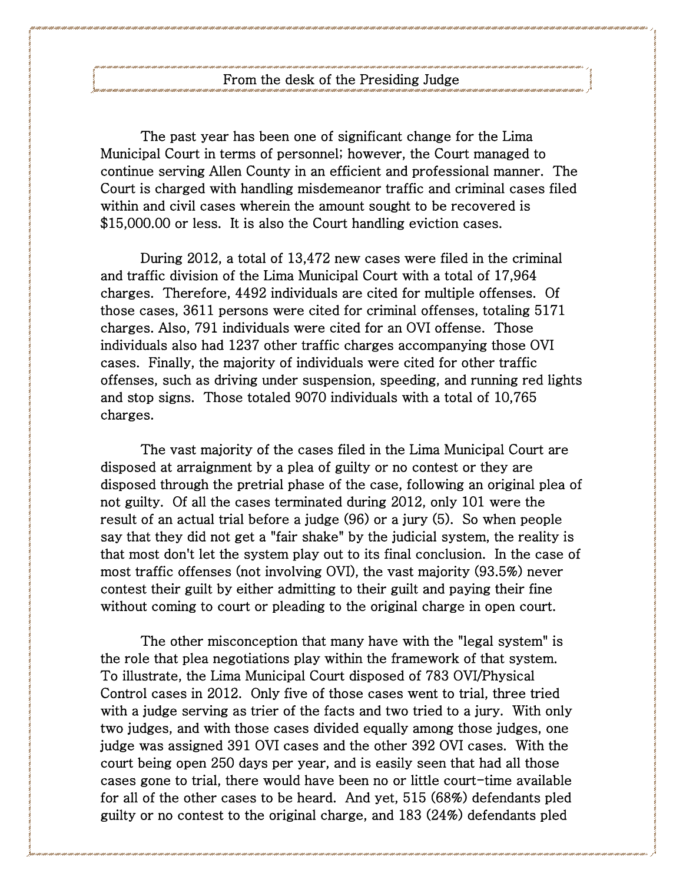## From the desk of the Presiding Judge

The past year has been one of significant change for the Lima Municipal Court in terms of personnel; however, the Court managed to continue serving Allen County in an efficient and professional manner. The Court is charged with handling misdemeanor traffic and criminal cases filed within and civil cases wherein the amount sought to be recovered is $15,000.00 or less. It is also the Court handling eviction cases.

During 2012, a total of 13,472 new cases were filed in the criminal and traffic division of the Lima Municipal Court with a total of 17,964 charges. Therefore, 4492 individuals are cited for multiple offenses. Of those cases, 3611 persons were cited for criminal offenses, totaling 5171 charges. Also, 791 individuals were cited for an OVI offense. Those individuals also had 1237 other traffic charges accompanying those OVI cases. Finally, the majority of individuals were cited for other traffic offenses, such as driving under suspension, speeding, and running red lights and stop signs. Those totaled 9070 individuals with a total of 10,765 charges.

The vast majority of the cases filed in the Lima Municipal Court are disposed at arraignment by a plea of guilty or no contest or they are disposed through the pretrial phase of the case, following an original plea of not guilty. Of all the cases terminated during 2012, only 101 were the result of an actual trial before a judge (96) or a jury (5). So when people say that they did not get a "fair shake" by the judicial system, the reality is that most don't let the system play out to its final conclusion. In the case of most traffic offenses (not involving OVI), the vast majority (93.5%) never contest their guilt by either admitting to their guilt and paying their fine without coming to court or pleading to the original charge in open court.

The other misconception that many have with the "legal system" is the role that plea negotiations play within the framework of that system. To illustrate, the Lima Municipal Court disposed of 783 OVI/Physical Control cases in 2012. Only five of those cases went to trial, three tried with a judge serving as trier of the facts and two tried to a jury. With only two judges, and with those cases divided equally among those judges, one judge was assigned 391 OVI cases and the other 392 OVI cases. With the court being open 250 days per year, and is easily seen that had all those cases gone to trial, there would have been no or little court-time available for all of the other cases to be heard. And yet, 515 (68%) defendants pled guilty or no contest to the original charge, and 183 (24%) defendants pled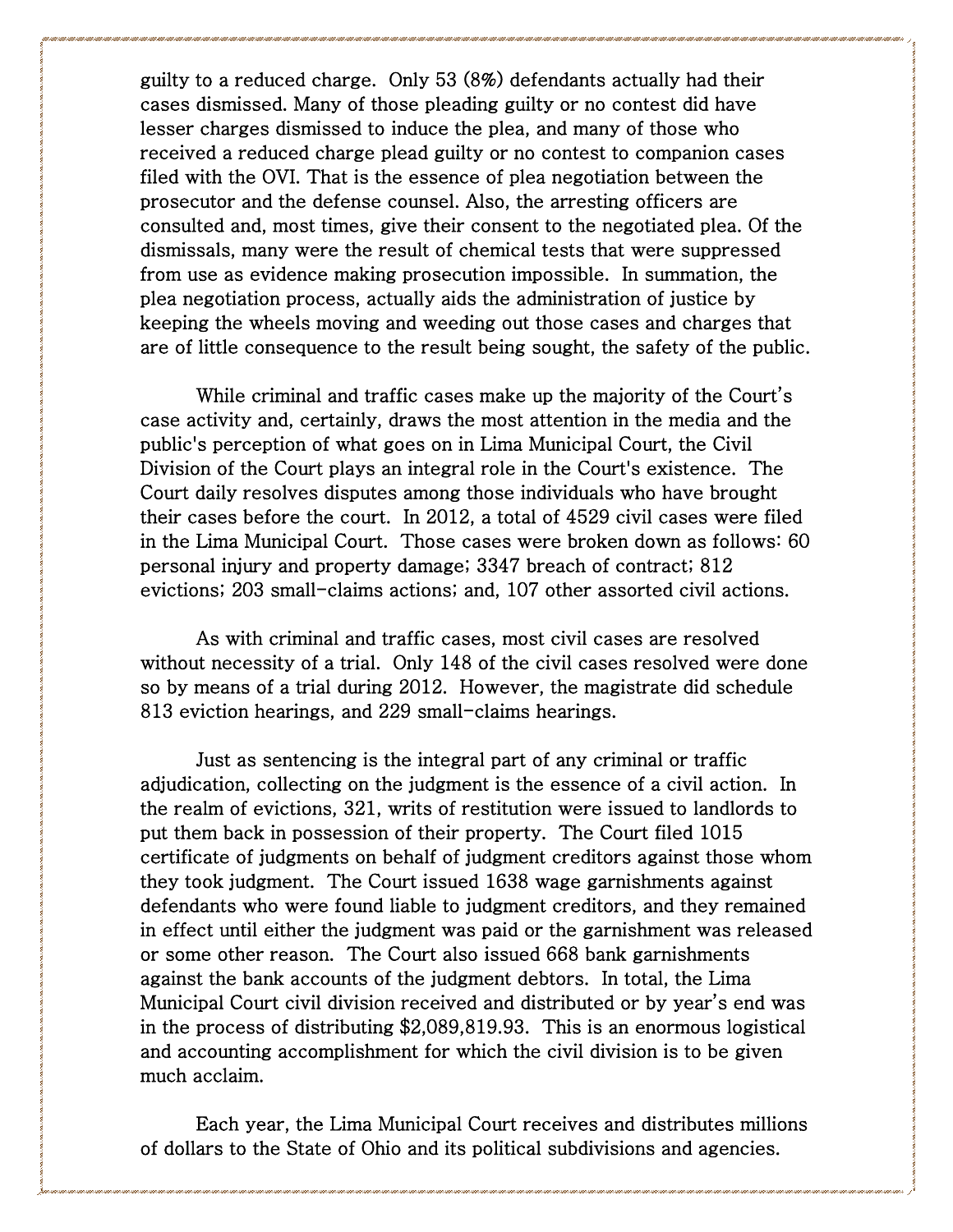guilty to a reduced charge. Only 53 (8%) defendants actually had their cases dismissed. Many of those pleading guilty or no contest did have lesser charges dismissed to induce the plea, and many of those who received a reduced charge plead guilty or no contest to companion cases filed with the OVI. That is the essence of plea negotiation between the prosecutor and the defense counsel. Also, the arresting officers are consulted and, most times, give their consent to the negotiated plea. Of the dismissals, many were the result of chemical tests that were suppressed from use as evidence making prosecution impossible. In summation, the plea negotiation process, actually aids the administration of justice by keeping the wheels moving and weeding out those cases and charges that are of little consequence to the result being sought, the safety of the public.

While criminal and traffic cases make up the majority of the Court's case activity and, certainly, draws the most attention in the media and the public's perception of what goes on in Lima Municipal Court, the Civil Division of the Court plays an integral role in the Court's existence. The Court daily resolves disputes among those individuals who have brought their cases before the court. In 2012, a total of 4529 civil cases were filed in the Lima Municipal Court. Those cases were broken down as follows: 60 personal injury and property damage; 3347 breach of contract; 812 evictions; 203 small-claims actions; and, 107 other assorted civil actions.

As with criminal and traffic cases, most civil cases are resolved without necessity of a trial. Only 148 of the civil cases resolved were done so by means of a trial during 2012. However, the magistrate did schedule 813 eviction hearings, and 229 small-claims hearings.

Just as sentencing is the integral part of any criminal or traffic adjudication, collecting on the judgment is the essence of a civil action. In the realm of evictions, 321, writs of restitution were issued to landlords to put them back in possession of their property. The Court filed 1015 certificate of judgments on behalf of judgment creditors against those whom they took judgment. The Court issued 1638 wage garnishments against defendants who were found liable to judgment creditors, and they remained in effect until either the judgment was paid or the garnishment was released or some other reason. The Court also issued 668 bank garnishments against the bank accounts of the judgment debtors. In total, the Lima Municipal Court civil division received and distributed or by year's end was in the process of distributing $2,089,819.93. This is an enormous logistical and accounting accomplishment for which the civil division is to be given much acclaim.

Each year, the Lima Municipal Court receives and distributes millions of dollars to the State of Ohio and its political subdivisions and agencies.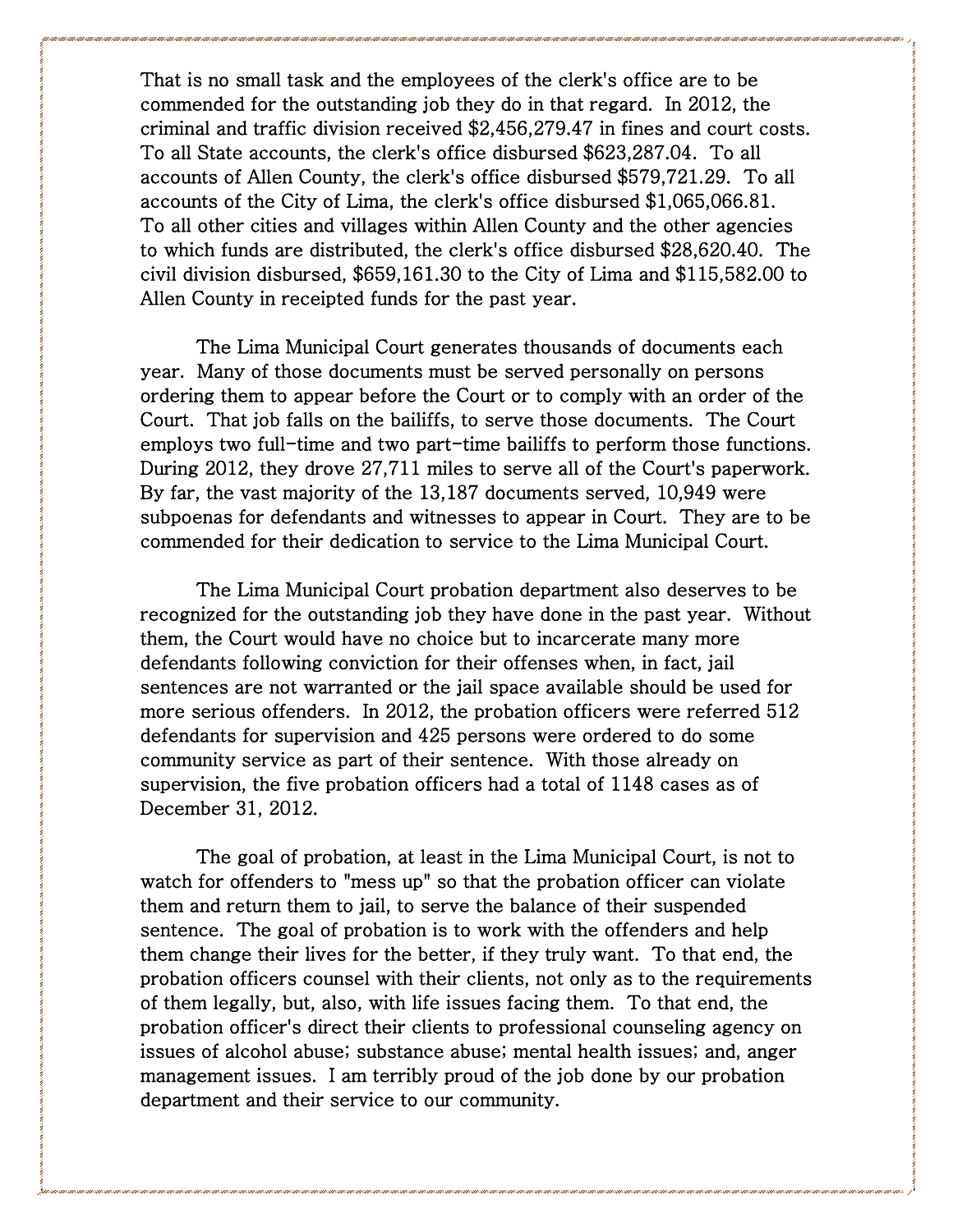That is no small task and the employees of the clerk's office are to be commended for the outstanding job they do in that regard. In 2012, the criminal and traffic division received $2,456,279.47 in fines and court costs. To all State accounts, the clerk's office disbursed $623,287.04. To all accounts of Allen County, the clerk's office disbursed $579,721.29. To all accounts of the City of Lima, the clerk's office disbursed $1,065,066.81. To all other cities and villages within Allen County and the other agencies to which funds are distributed, the clerk's office disbursed $28,620.40. The civil division disbursed, $659,161.30 to the City of Lima and $115,582.00 to Allen County in receipted funds for the past year.

The Lima Municipal Court generates thousands of documents each year. Many of those documents must be served personally on persons ordering them to appear before the Court or to comply with an order of the Court. That job falls on the bailiffs, to serve those documents. The Court employs two full-time and two part-time bailiffs to perform those functions. During 2012, they drove 27,711 miles to serve all of the Court's paperwork. By far, the vast majority of the 13,187 documents served, 10,949 were subpoenas for defendants and witnesses to appear in Court. They are to be commended for their dedication to service to the Lima Municipal Court.

The Lima Municipal Court probation department also deserves to be recognized for the outstanding job they have done in the past year. Without them, the Court would have no choice but to incarcerate many more defendants following conviction for their offenses when, in fact, jail sentences are not warranted or the jail space available should be used for more serious offenders. In 2012, the probation officers were referred 512 defendants for supervision and 425 persons were ordered to do some community service as part of their sentence. With those already on supervision, the five probation officers had a total of 1148 cases as of December 31, 2012.

The goal of probation, at least in the Lima Municipal Court, is not to watch for offenders to "mess up" so that the probation officer can violate them and return them to jail, to serve the balance of their suspended sentence. The goal of probation is to work with the offenders and help them change their lives for the better, if they truly want. To that end, the probation officers counsel with their clients, not only as to the requirements of them legally, but, also, with life issues facing them. To that end, the probation officer's direct their clients to professional counseling agency on issues of alcohol abuse; substance abuse; mental health issues; and, anger management issues. I am terribly proud of the job done by our probation department and their service to our community.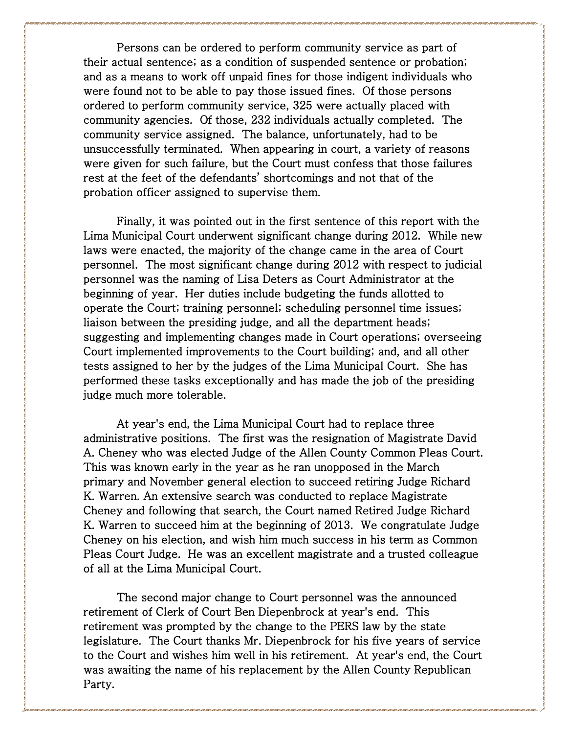Persons can be ordered to perform community service as part of their actual sentence; as a condition of suspended sentence or probation; and as a means to work off unpaid fines for those indigent individuals who were found not to be able to pay those issued fines. Of those persons ordered to perform community service, 325 were actually placed with community agencies. Of those, 232 individuals actually completed. The community service assigned. The balance, unfortunately, had to be unsuccessfully terminated. When appearing in court, a variety of reasons were given for such failure, but the Court must confess that those failures rest at the feet of the defendants' shortcomings and not that of the probation officer assigned to supervise them.

Finally, it was pointed out in the first sentence of this report with the Lima Municipal Court underwent significant change during 2012. While new laws were enacted, the majority of the change came in the area of Court personnel. The most significant change during 2012 with respect to judicial personnel was the naming of Lisa Deters as Court Administrator at the beginning of year. Her duties include budgeting the funds allotted to operate the Court; training personnel; scheduling personnel time issues; liaison between the presiding judge, and all the department heads; suggesting and implementing changes made in Court operations; overseeing Court implemented improvements to the Court building; and, and all other tests assigned to her by the judges of the Lima Municipal Court. She has performed these tasks exceptionally and has made the job of the presiding judge much more tolerable.

At year's end, the Lima Municipal Court had to replace three administrative positions. The first was the resignation of Magistrate David A. Cheney who was elected Judge of the Allen County Common Pleas Court. This was known early in the year as he ran unopposed in the March primary and November general election to succeed retiring Judge Richard K. Warren. An extensive search was conducted to replace Magistrate Cheney and following that search, the Court named Retired Judge Richard K. Warren to succeed him at the beginning of 2013. We congratulate Judge Cheney on his election, and wish him much success in his term as Common Pleas Court Judge. He was an excellent magistrate and a trusted colleague of all at the Lima Municipal Court.

The second major change to Court personnel was the announced retirement of Clerk of Court Ben Diepenbrock at year's end. This retirement was prompted by the change to the PERS law by the state legislature. The Court thanks Mr. Diepenbrock for his five years of service to the Court and wishes him well in his retirement. At year's end, the Court was awaiting the name of his replacement by the Allen County Republican Party.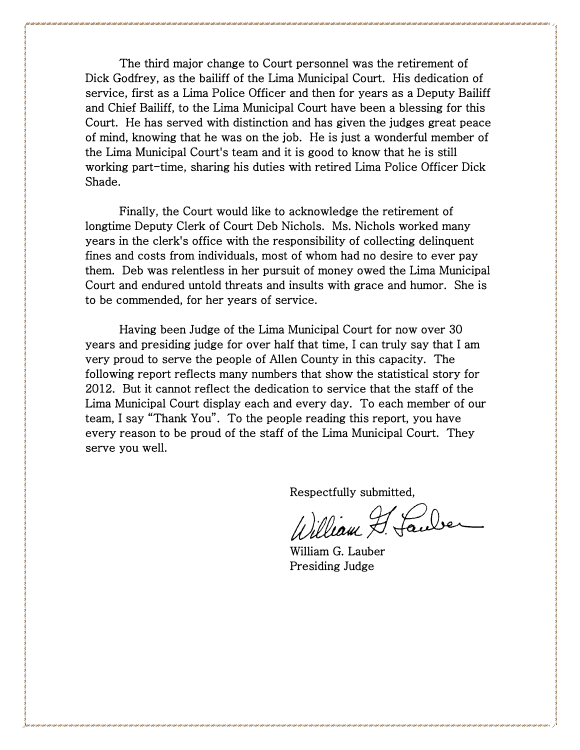The third major change to Court personnel was the retirement of Dick Godfrey, as the bailiff of the Lima Municipal Court. His dedication of service, first as a Lima Police Officer and then for years as a Deputy Bailiff and Chief Bailiff, to the Lima Municipal Court have been a blessing for this Court. He has served with distinction and has given the judges great peace of mind, knowing that he was on the job. He is just a wonderful member of the Lima Municipal Court's team and it is good to know that he is still working part-time, sharing his duties with retired Lima Police Officer Dick Shade.

Finally, the Court would like to acknowledge the retirement of longtime Deputy Clerk of Court Deb Nichols. Ms. Nichols worked many years in the clerk's office with the responsibility of collecting delinquent fines and costs from individuals, most of whom had no desire to ever pay them. Deb was relentless in her pursuit of money owed the Lima Municipal Court and endured untold threats and insults with grace and humor. She is to be commended, for her years of service.

Having been Judge of the Lima Municipal Court for now over 30 years and presiding judge for over half that time, I can truly say that I am very proud to serve the people of Allen County in this capacity. The following report reflects many numbers that show the statistical story for 2012. But it cannot reflect the dedication to service that the staff of the Lima Municipal Court display each and every day. To each member of our team, I say "Thank You". To the people reading this report, you have every reason to be proud of the staff of the Lima Municipal Court. They serve you well.

Respectfully submitted,

*William G. Lauber*

William G. Lauber
Presiding Judge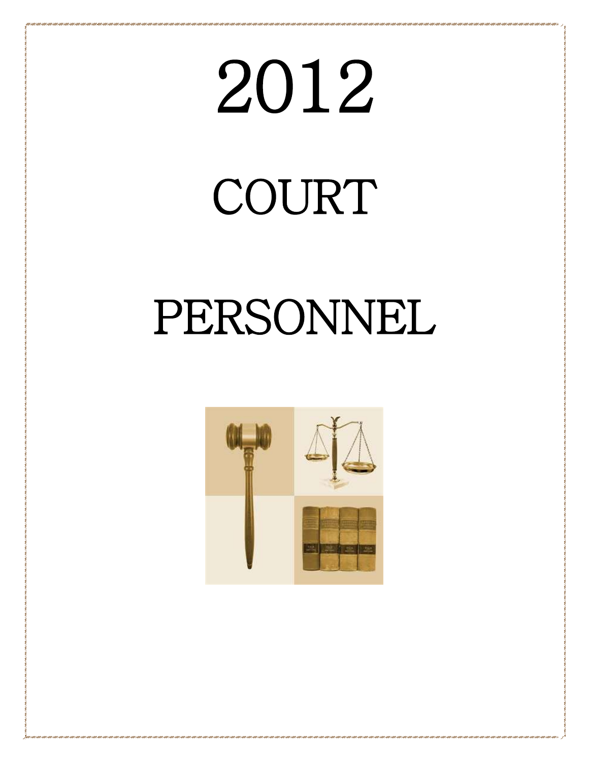# 2012

# COURT

# PERSONNEL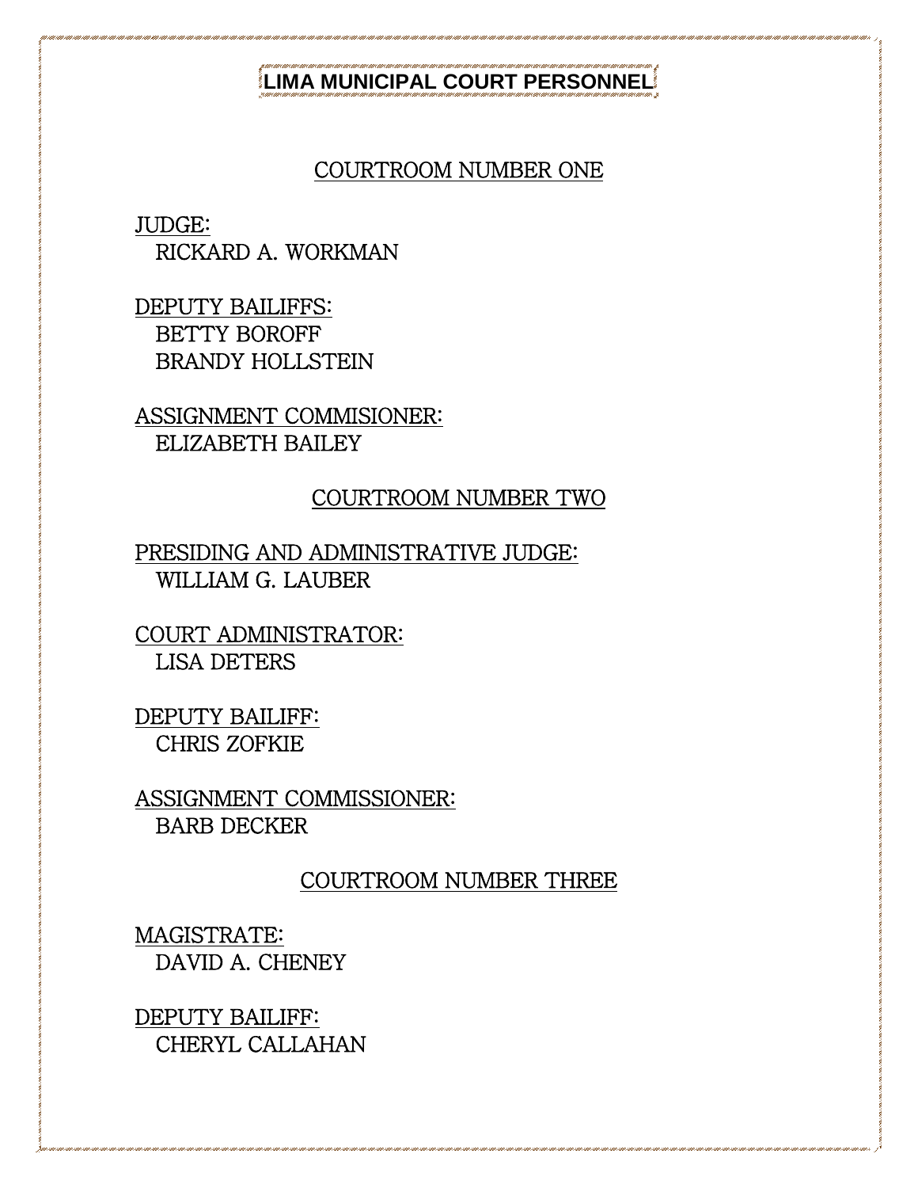# LIMA MUNICIPAL COURT PERSONNEL

## COURTROOM NUMBER ONE

JUDGE:
RICKARD A. WORKMAN

DEPUTY BAILIFFS:
BETTY BOROFF
BRANDY HOLLSTEIN

ASSIGNMENT COMMISIONER:
ELIZABETH BAILEY

## COURTROOM NUMBER TWO

PRESIDING AND ADMINISTRATIVE JUDGE:
WILLIAM G. LAUBER

COURT ADMINISTRATOR:
LISA DETERS

DEPUTY BAILIFF:
CHRIS ZOFKIE

ASSIGNMENT COMMISSIONER:
BARB DECKER

## COURTROOM NUMBER THREE

MAGISTRATE:
DAVID A. CHENEY

DEPUTY BAILIFF:
CHERYL CALLAHAN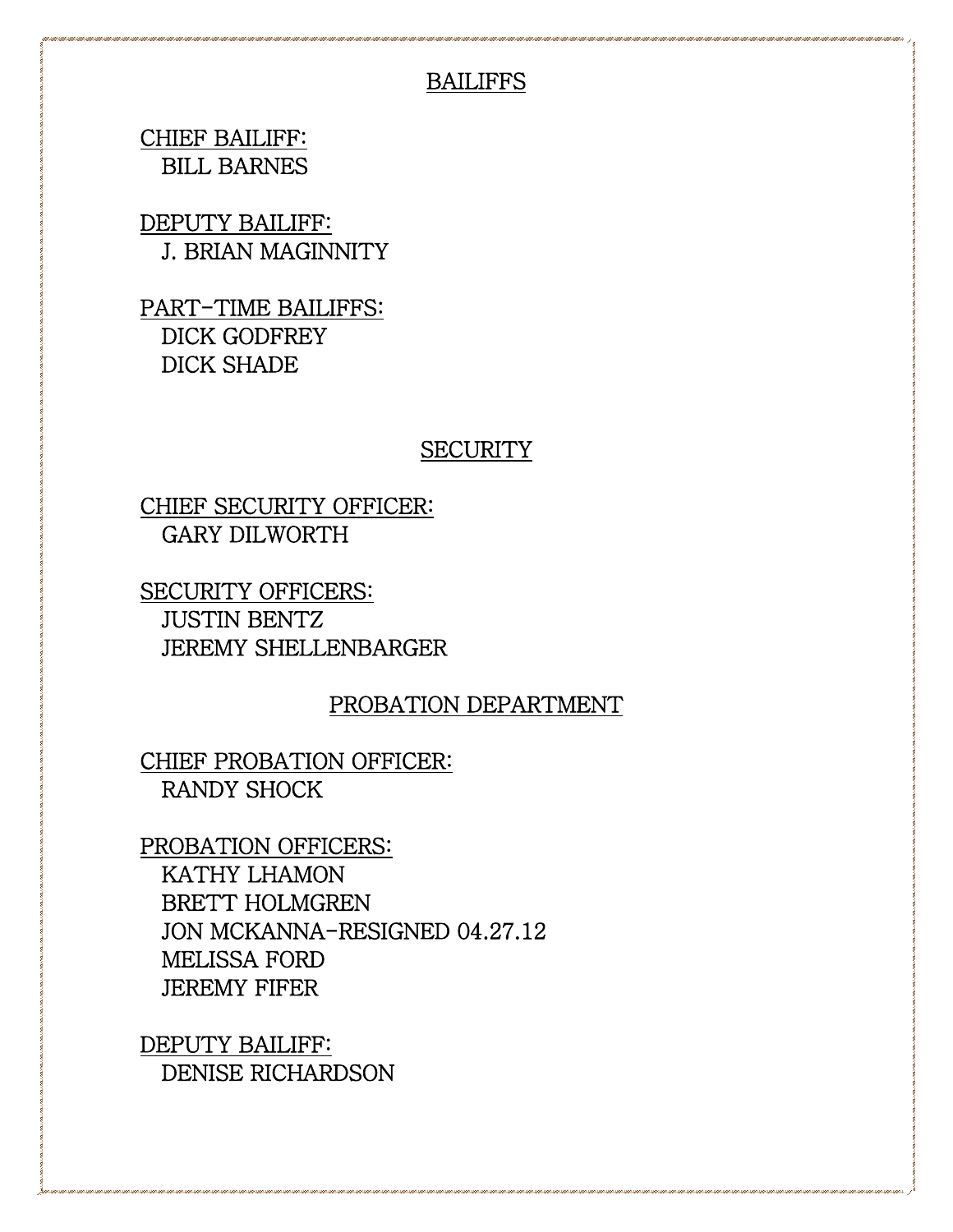## BAILIFFS

CHIEF BAILIFF:
BILL BARNES

DEPUTY BAILIFF:
J. BRIAN MAGINNITY

PART-TIME BAILIFFS:
DICK GODFREY
DICK SHADE

## SECURITY

CHIEF SECURITY OFFICER:
GARY DILWORTH

SECURITY OFFICERS:
JUSTIN BENTZ
JEREMY SHELLENBARGER

## PROBATION DEPARTMENT

CHIEF PROBATION OFFICER:
RANDY SHOCK

PROBATION OFFICERS:
KATHY LHAMON
BRETT HOLMGREN
JON MCKANNA-RESIGNED 04.27.12
MELISSA FORD
JEREMY FIFER

DEPUTY BAILIFF:
DENISE RICHARDSON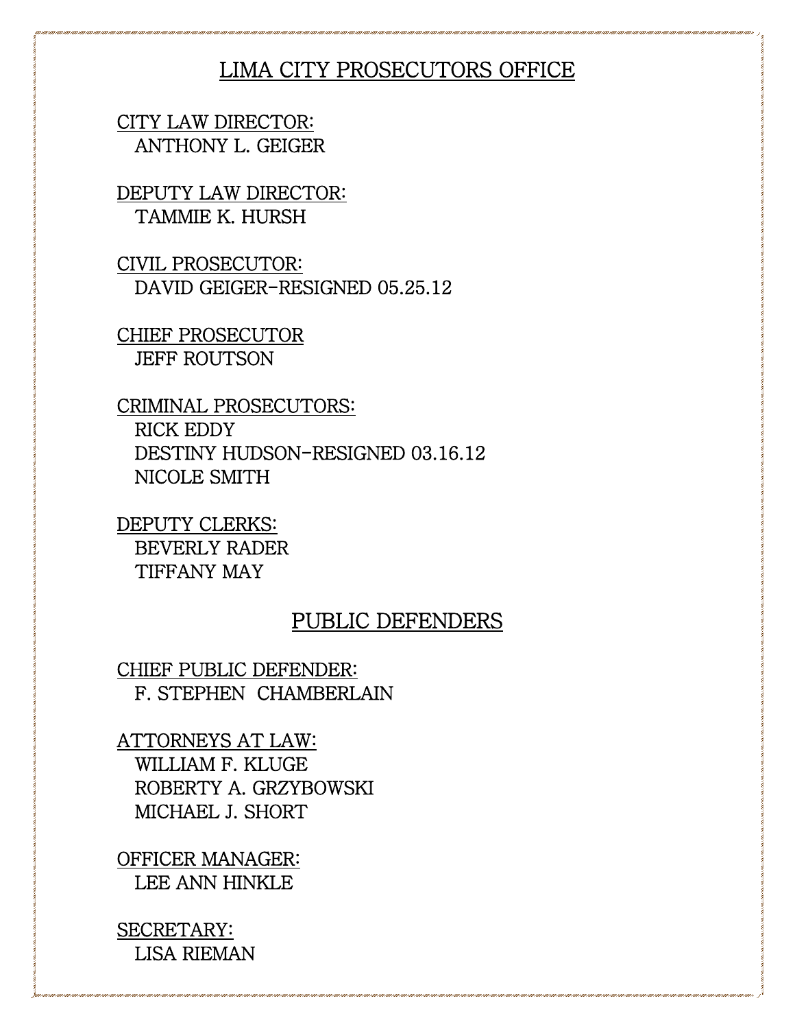## LIMA CITY PROSECUTORS OFFICE

CITY LAW DIRECTOR:
ANTHONY L. GEIGER

DEPUTY LAW DIRECTOR:
TAMMIE K. HURSH

CIVIL PROSECUTOR:
DAVID GEIGER-RESIGNED 05.25.12

CHIEF PROSECUTOR
JEFF ROUTSON

CRIMINAL PROSECUTORS:
RICK EDDY
DESTINY HUDSON-RESIGNED 03.16.12
NICOLE SMITH

DEPUTY CLERKS:
BEVERLY RADER
TIFFANY MAY

## PUBLIC DEFENDERS

CHIEF PUBLIC DEFENDER:
F. STEPHEN CHAMBERLAIN

ATTORNEYS AT LAW:
WILLIAM F. KLUGE
ROBERTY A. GRZYBOWSKI
MICHAEL J. SHORT

OFFICER MANAGER:
LEE ANN HINKLE

SECRETARY:
LISA RIEMAN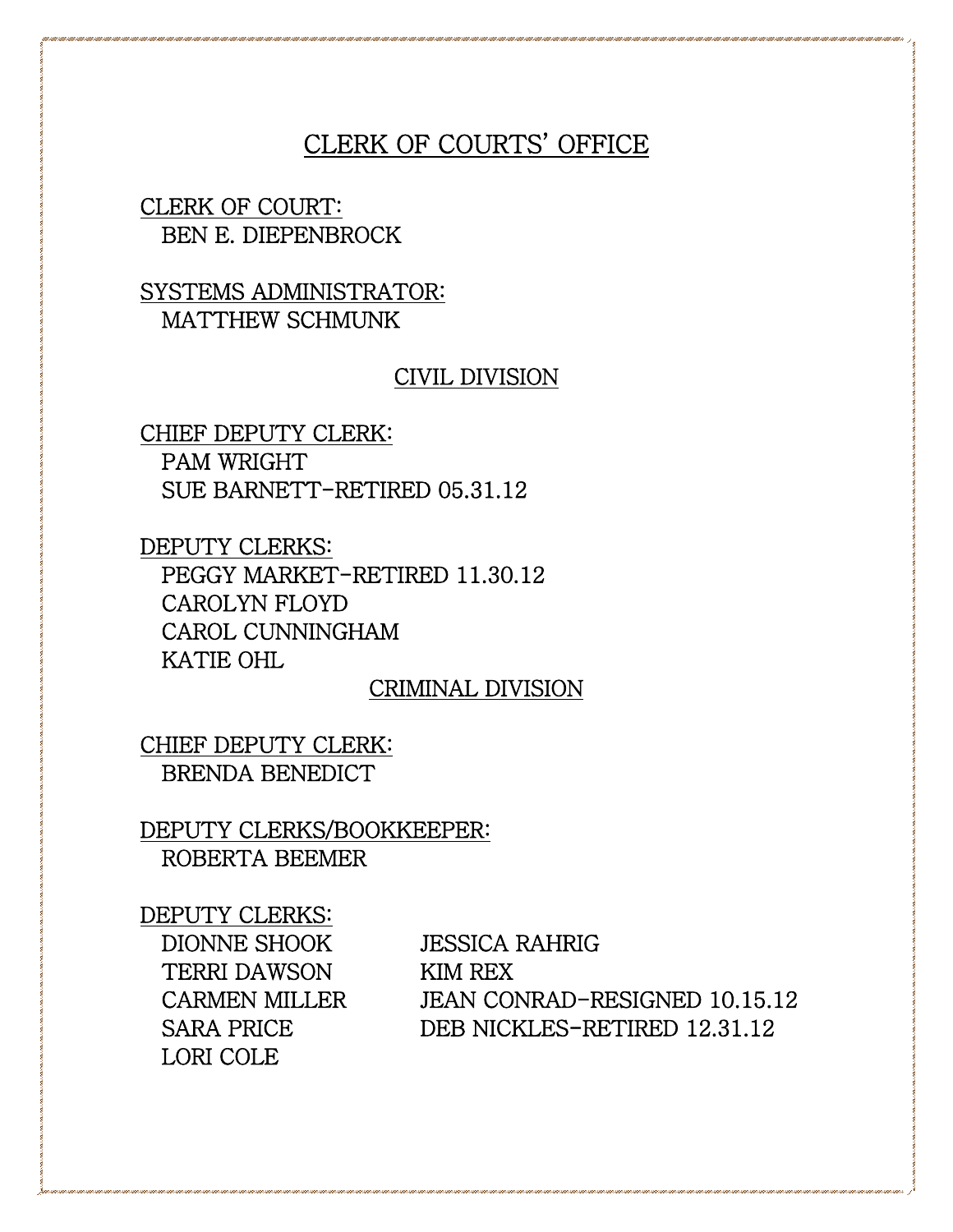# CLERK OF COURTS' OFFICE

CLERK OF COURT:
BEN E. DIEPENBROCK

SYSTEMS ADMINISTRATOR:
MATTHEW SCHMUNK

## CIVIL DIVISION

CHIEF DEPUTY CLERK:
PAM WRIGHT
SUE BARNETT-RETIRED 05.31.12

DEPUTY CLERKS:
PEGGY MARKET-RETIRED 11.30.12
CAROLYN FLOYD
CAROL CUNNINGHAM
KATIE OHL

## CRIMINAL DIVISION

CHIEF DEPUTY CLERK:
BRENDA BENEDICT

DEPUTY CLERKS/BOOKKEEPER:
ROBERTA BEEMER

DEPUTY CLERKS:
DIONNE SHOOK
TERRI DAWSON
CARMEN MILLER
SARA PRICE
LORI COLE
JESSICA RAHRIG
KIM REX
JEAN CONRAD-RESIGNED 10.15.12
DEB NICKLES-RETIRED 12.31.12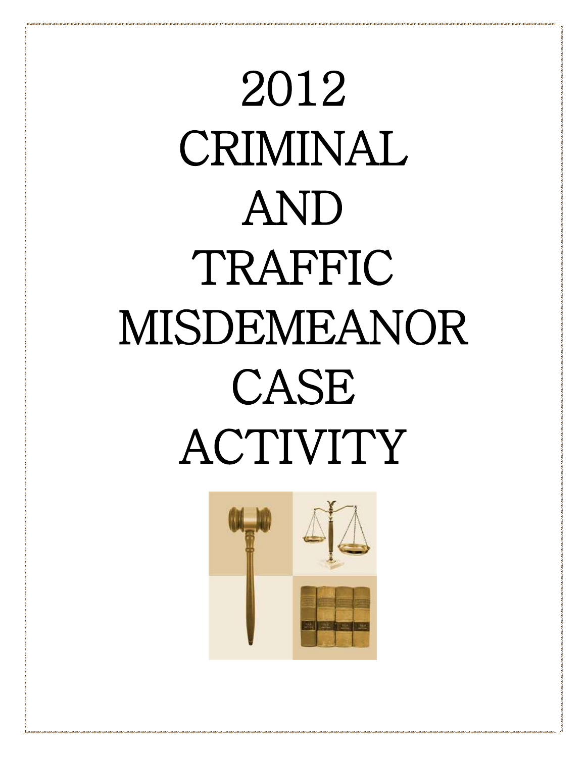# 2012 CRIMINAL AND TRAFFIC MISDEMEANOR CASE ACTIVITY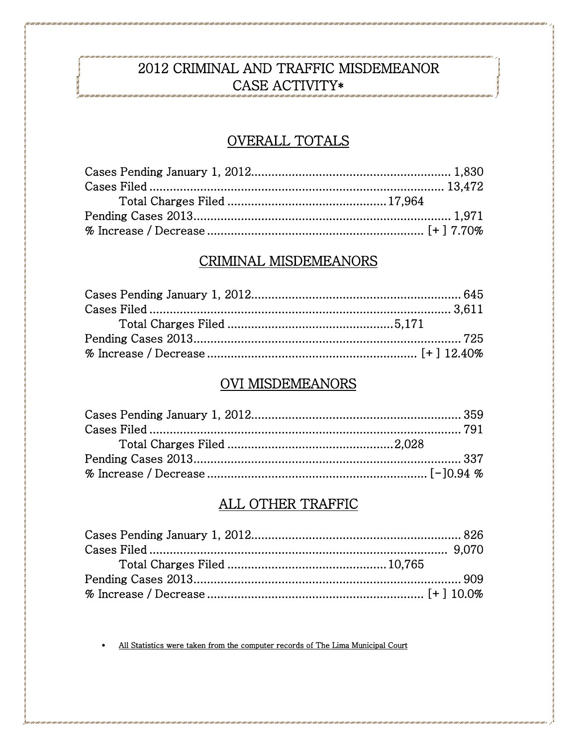# 2012 CRIMINAL AND TRAFFIC MISDEMEANOR CASE ACTIVITY*

## OVERALL TOTALS

Cases Pending January 1, 2012........................................................ 1,830
Cases Filed .................................................................................... 13,472
    Total Charges Filed ............................................17,964
Pending Cases 2013......................................................................... 1,971
% Increase / Decrease ............................................................ [+ ] 7.70%

## CRIMINAL MISDEMEANORS

Cases Pending January 1, 2012........................................................... 645
Cases Filed ....................................................................................... 3,611
    Total Charges Filed ................................................5,171
Pending Cases 2013............................................................................. 725
% Increase / Decrease .......................................................... [+ ] 12.40%

## OVI MISDEMEANORS

Cases Pending January 1, 2012........................................................... 359
Cases Filed .......................................................................................... 791
    Total Charges Filed ................................................2,028
Pending Cases 2013............................................................................. 337
% Increase / Decrease .............................................................. [−]0.94 %

## ALL OTHER TRAFFIC

Cases Pending January 1, 2012........................................................... 826
Cases Filed ...................................................................................... 9,070
    Total Charges Filed ..........................................10,765
Pending Cases 2013............................................................................. 909
% Increase / Decrease ............................................................. [+ ] 10.0%

- All Statistics were taken from the computer records of The Lima Municipal Court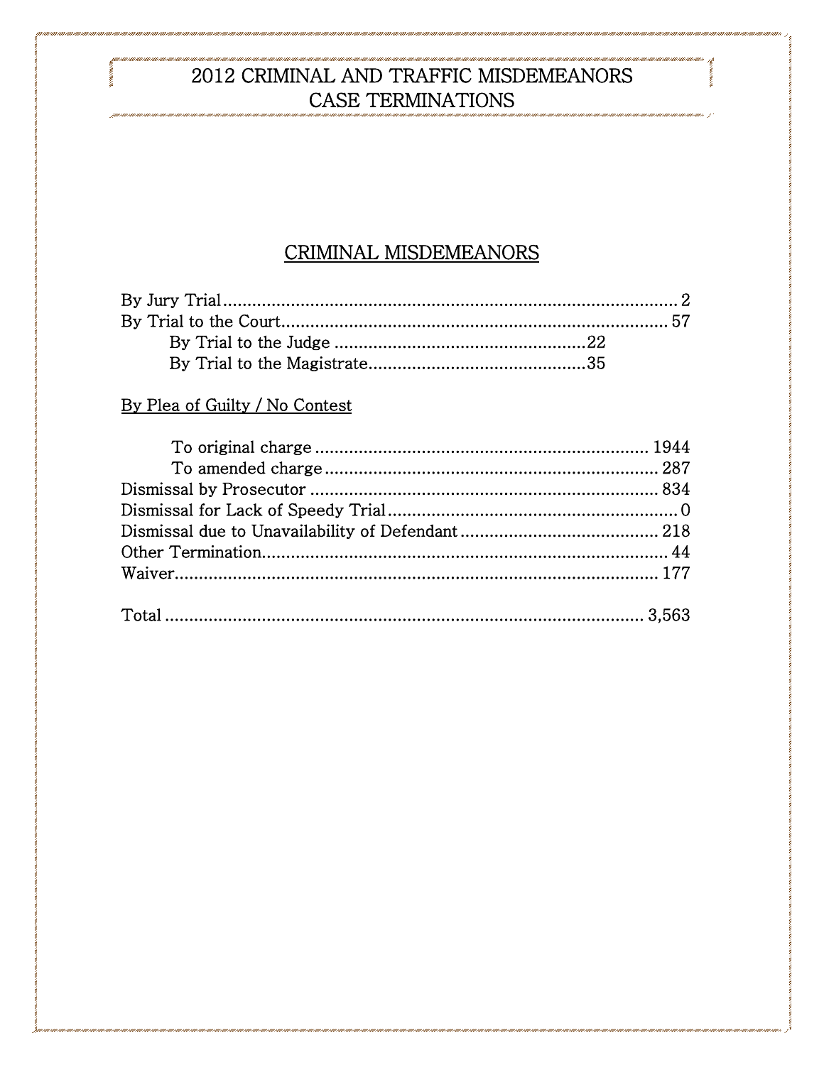# 2012 CRIMINAL AND TRAFFIC MISDEMEANORS CASE TERMINATIONS

## CRIMINAL MISDEMEANORS

| | |
|---|---|
| By Jury Trial | 2 |
| By Trial to the Court | 57 |
| By Trial to the Judge | 22 |
| By Trial to the Magistrate | 35 |

By Plea of Guilty / No Contest

| | |
|---|---|
| To original charge | 1944 |
| To amended charge | 287 |
| Dismissal by Prosecutor | 834 |
| Dismissal for Lack of Speedy Trial | 0 |
| Dismissal due to Unavailability of Defendant | 218 |
| Other Termination | 44 |
| Waiver | 177 |
| Total | 3,563 |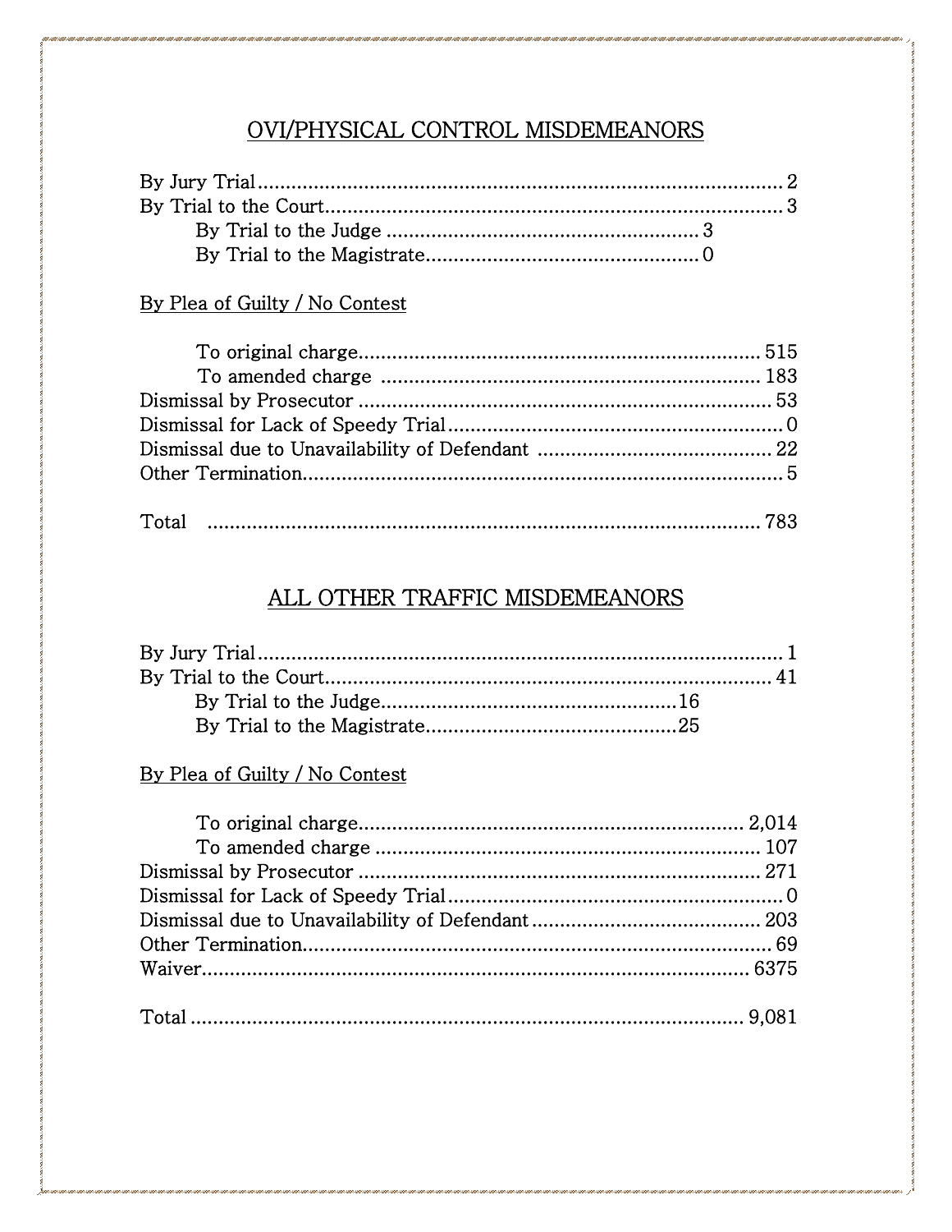## OVI/PHYSICAL CONTROL MISDEMEANORS

| | | |
|---|---|---|
| By Jury Trial | | 2 |
| By Trial to the Court | | 3 |
| By Trial to the Judge | 3 | |
| By Trial to the Magistrate | 0 | |

By Plea of Guilty / No Contest

| | |
|---|---|
| To original charge | 515 |
| To amended charge | 183 |
| Dismissal by Prosecutor | 53 |
| Dismissal for Lack of Speedy Trial | 0 |
| Dismissal due to Unavailability of Defendant | 22 |
| Other Termination | 5 |
| Total | 783 |

## ALL OTHER TRAFFIC MISDEMEANORS

| | | |
|---|---|---|
| By Jury Trial | | 1 |
| By Trial to the Court | | 41 |
| By Trial to the Judge | 16 | |
| By Trial to the Magistrate | 25 | |

By Plea of Guilty / No Contest

| | |
|---|---|
| To original charge | 2,014 |
| To amended charge | 107 |
| Dismissal by Prosecutor | 271 |
| Dismissal for Lack of Speedy Trial | 0 |
| Dismissal due to Unavailability of Defendant | 203 |
| Other Termination | 69 |
| Waiver | 6375 |
| Total | 9,081 |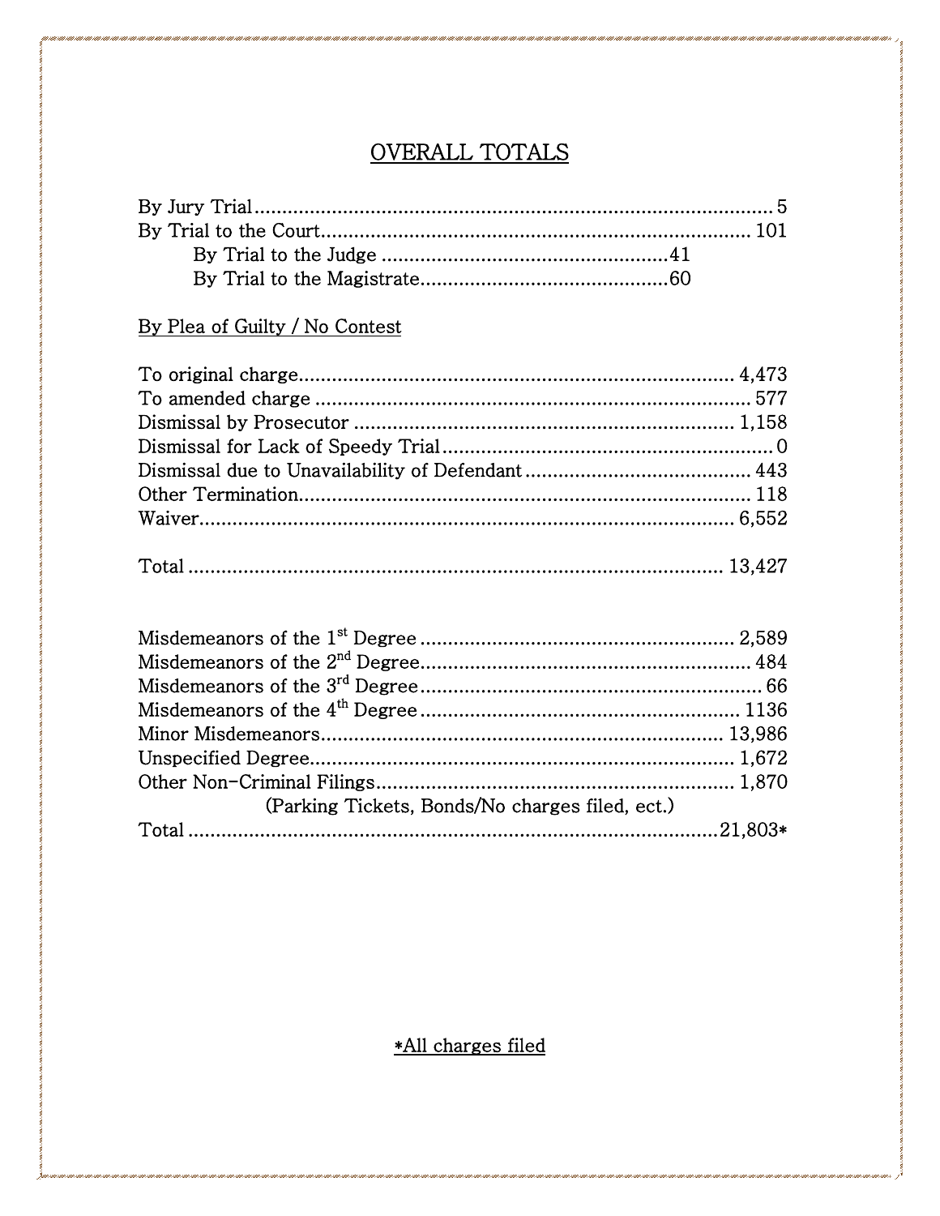## OVERALL TOTALS

| | |
|---|---|
| By Jury Trial | 5 |
| By Trial to the Court | 101 |
| By Trial to the Judge | 41 |
| By Trial to the Magistrate | 60 |

By Plea of Guilty / No Contest

| | |
|---|---|
| To original charge | 4,473 |
| To amended charge | 577 |
| Dismissal by Prosecutor | 1,158 |
| Dismissal for Lack of Speedy Trial | 0 |
| Dismissal due to Unavailability of Defendant | 443 |
| Other Termination | 118 |
| Waiver | 6,552 |
| Total | 13,427 |

| | |
|---|---|
| Misdemeanors of the 1st Degree | 2,589 |
| Misdemeanors of the 2nd Degree | 484 |
| Misdemeanors of the 3rd Degree | 66 |
| Misdemeanors of the 4th Degree | 1136 |
| Minor Misdemeanors | 13,986 |
| Unspecified Degree | 1,672 |
| Other Non-Criminal Filings (Parking Tickets, Bonds/No charges filed, ect.) | 1,870 |
| Total | 21,803* |

*All charges filed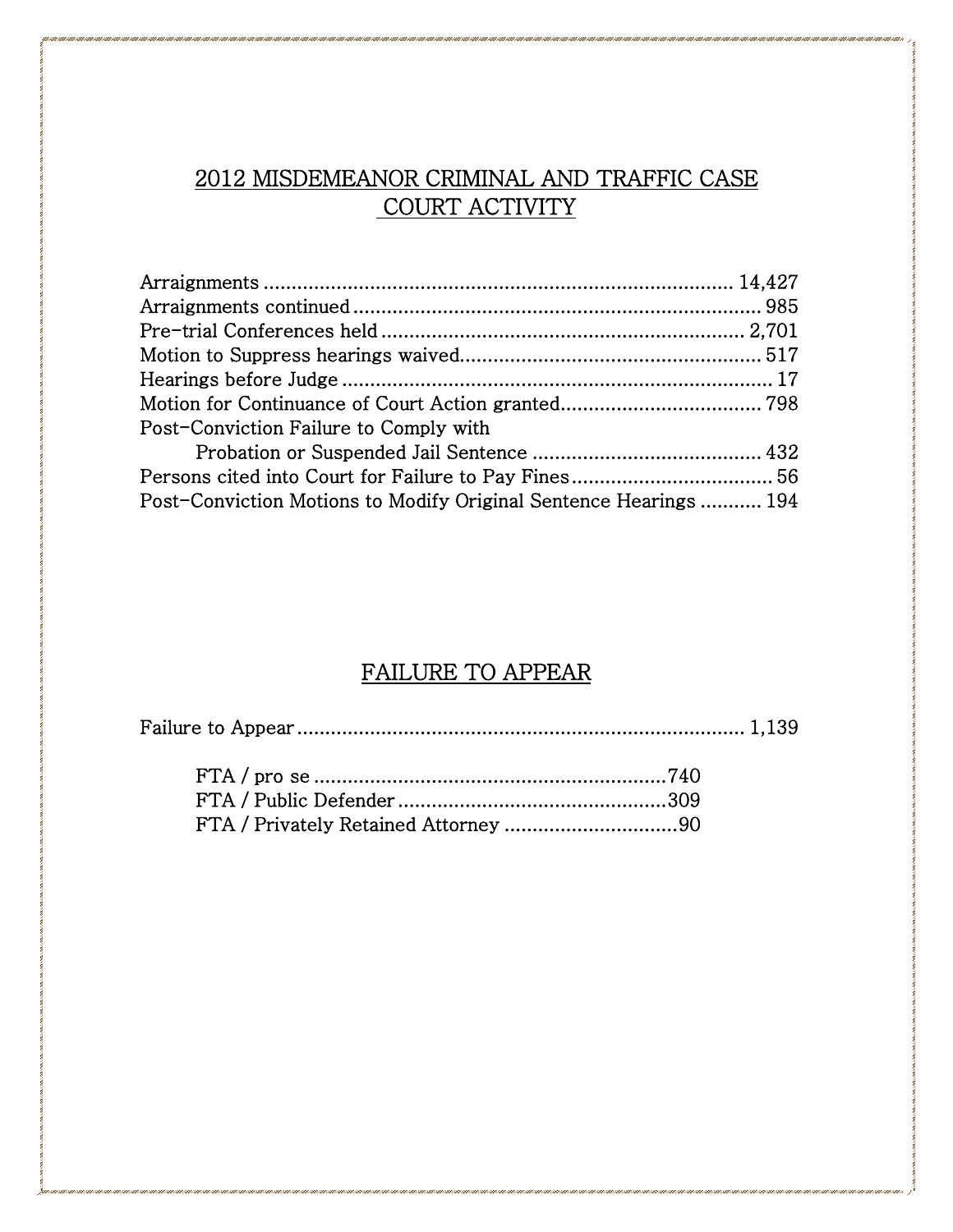## 2012 MISDEMEANOR CRIMINAL AND TRAFFIC CASE COURT ACTIVITY

| Activity | Count |
|---|---|
| Arraignments | 14,427 |
| Arraignments continued | 985 |
| Pre-trial Conferences held | 2,701 |
| Motion to Suppress hearings waived | 517 |
| Hearings before Judge | 17 |
| Motion for Continuance of Court Action granted | 798 |
| Post-Conviction Failure to Comply with Probation or Suspended Jail Sentence | 432 |
| Persons cited into Court for Failure to Pay Fines | 56 |
| Post-Conviction Motions to Modify Original Sentence Hearings | 194 |

## FAILURE TO APPEAR

| Category | Count |
|---|---|
| Failure to Appear | 1,139 |
| FTA / pro se | 740 |
| FTA / Public Defender | 309 |
| FTA / Privately Retained Attorney | 90 |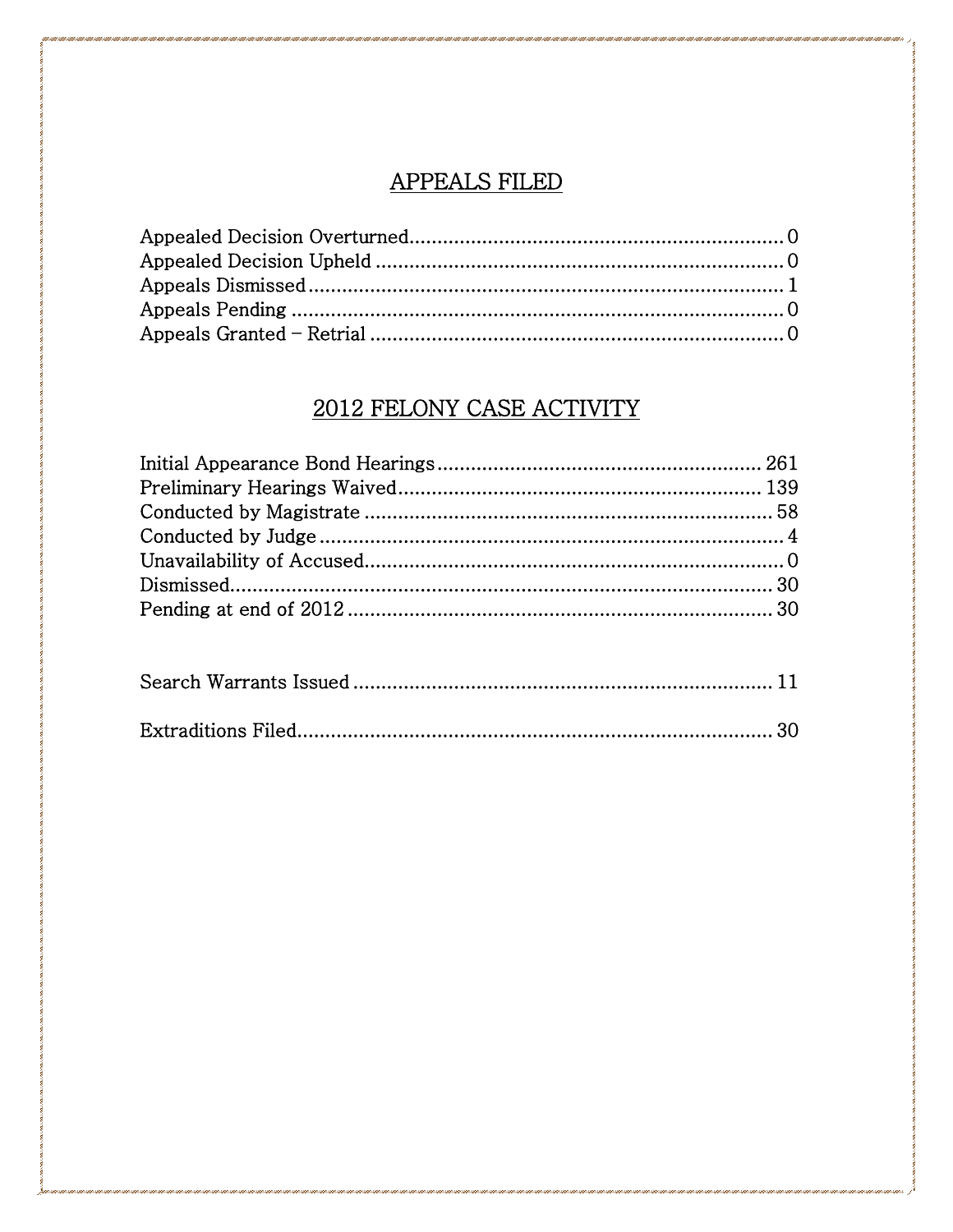## APPEALS FILED

| | |
|---|---|
| Appealed Decision Overturned | 0 |
| Appealed Decision Upheld | 0 |
| Appeals Dismissed | 1 |
| Appeals Pending | 0 |
| Appeals Granted – Retrial | 0 |

## 2012 FELONY CASE ACTIVITY

| | |
|---|---|
| Initial Appearance Bond Hearings | 261 |
| Preliminary Hearings Waived | 139 |
| Conducted by Magistrate | 58 |
| Conducted by Judge | 4 |
| Unavailability of Accused | 0 |
| Dismissed | 30 |
| Pending at end of 2012 | 30 |

| | |
|---|---|
| Search Warrants Issued | 11 |
| Extraditions Filed | 30 |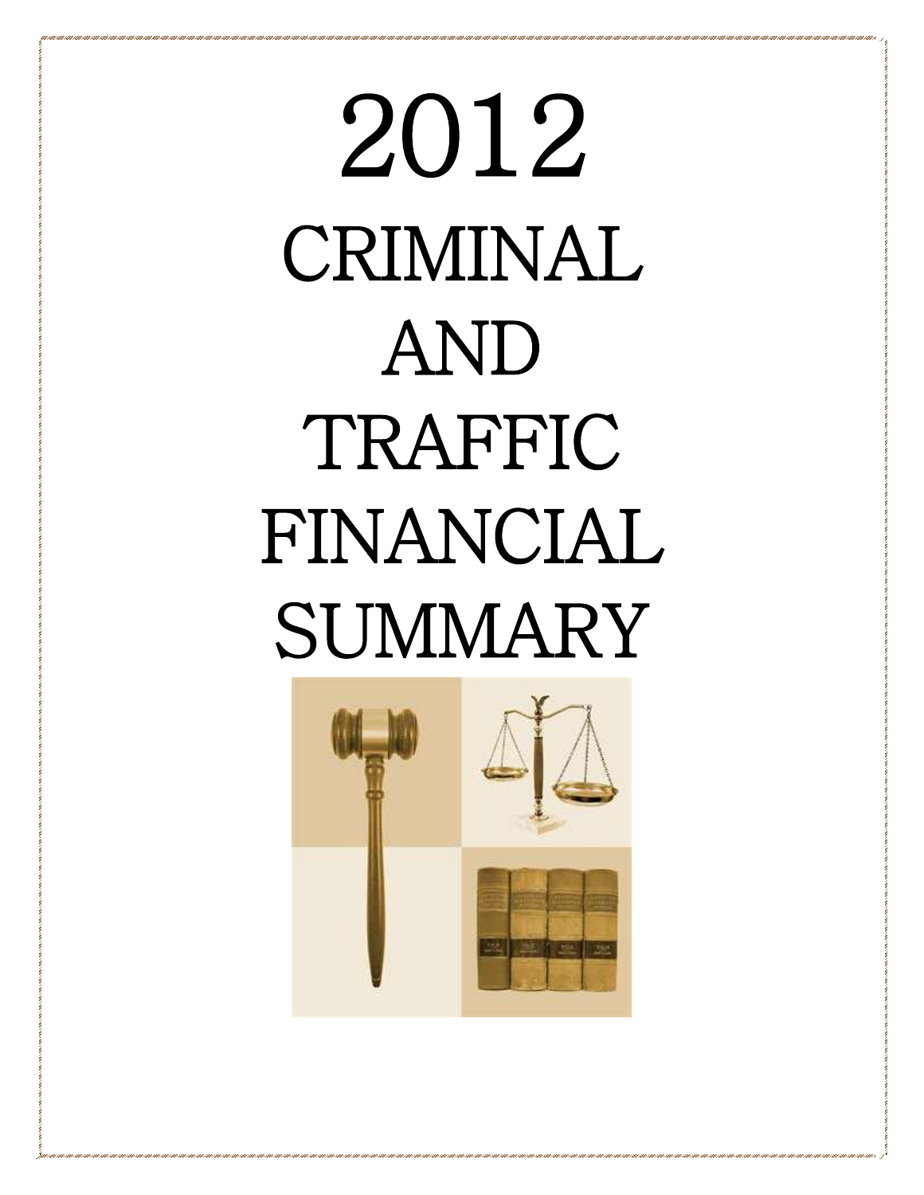# 2012 CRIMINAL AND TRAFFIC FINANCIAL SUMMARY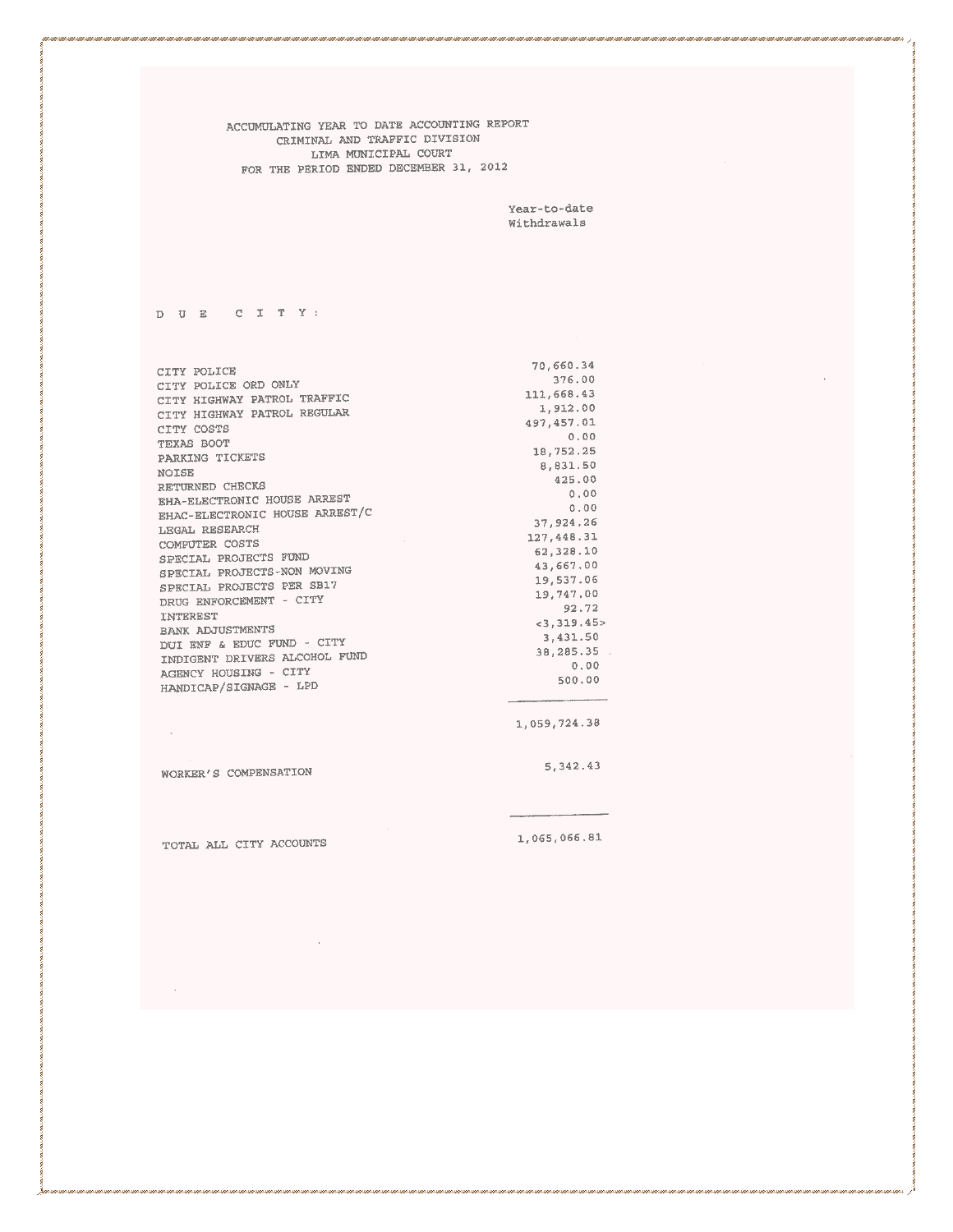# ACCUMULATING YEAR TO DATE ACCOUNTING REPORT
## CRIMINAL AND TRAFFIC DIVISION
## LIMA MUNICIPAL COURT
### FOR THE PERIOD ENDED DECEMBER 31, 2012

**D U E  C I T Y :**

| | Year-to-date Withdrawals |
|---|---:|
| CITY POLICE | 70,660.34 |
| CITY POLICE ORD ONLY | 376.00 |
| CITY HIGHWAY PATROL TRAFFIC | 111,668.43 |
| CITY HIGHWAY PATROL REGULAR | 1,912.00 |
| CITY COSTS | 497,457.01 |
| TEXAS BOOT | 0.00 |
| PARKING TICKETS | 18,752.25 |
| NOISE | 8,831.50 |
| RETURNED CHECKS | 425.00 |
| EHA-ELECTRONIC HOUSE ARREST | 0.00 |
| EHAC-ELECTRONIC HOUSE ARREST/C | 0.00 |
| LEGAL RESEARCH | 37,924.26 |
| COMPUTER COSTS | 127,448.31 |
| SPECIAL PROJECTS FUND | 62,328.10 |
| SPECIAL PROJECTS-NON MOVING | 43,667.00 |
| SPECIAL PROJECTS PER SB17 | 19,537.06 |
| DRUG ENFORCEMENT - CITY | 19,747.00 |
| INTEREST | 92.72 |
| BANK ADJUSTMENTS | <3,319.45> |
| DUI ENF & EDUC FUND - CITY | 3,431.50 |
| INDIGENT DRIVERS ALCOHOL FUND | 38,285.35 |
| AGENCY HOUSING - CITY | 0.00 |
| HANDICAP/SIGNAGE - LPD | 500.00 |
| | 1,059,724.38 |
| WORKER'S COMPENSATION | 5,342.43 |
| TOTAL ALL CITY ACCOUNTS | 1,065,066.81 |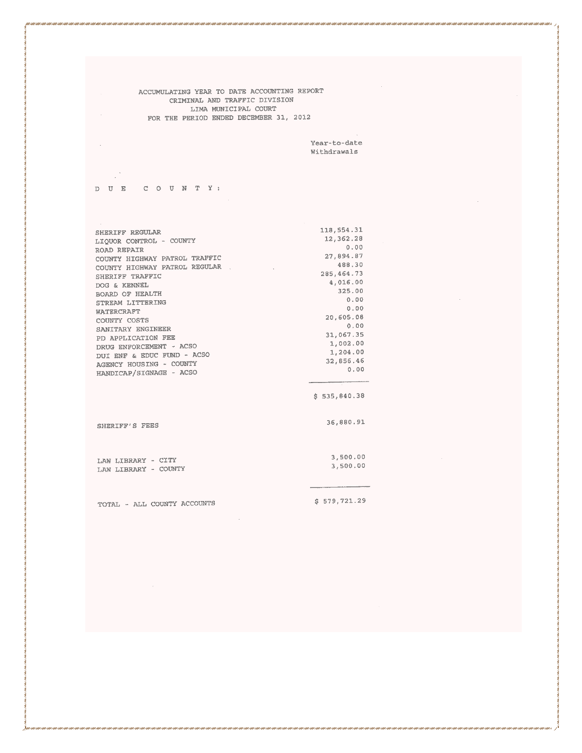ACCUMULATING YEAR TO DATE ACCOUNTING REPORT
CRIMINAL AND TRAFFIC DIVISION
LIMA MUNICIPAL COURT
FOR THE PERIOD ENDED DECEMBER 31, 2012

| | Year-to-date Withdrawals |
|---|---|
| **D U E  C O U N T Y:** | |
| SHERIFF REGULAR | 118,554.31 |
| LIQUOR CONTROL - COUNTY | 12,362.28 |
| ROAD REPAIR | 0.00 |
| COUNTY HIGHWAY PATROL TRAFFIC | 27,894.87 |
| COUNTY HIGHWAY PATROL REGULAR | 488.30 |
| SHERIFF TRAFFIC | 285,464.73 |
| DOG & KENNEL | 4,016.00 |
| BOARD OF HEALTH | 325.00 |
| STREAM LITTERING | 0.00 |
| WATERCRAFT | 0.00 |
| COUNTY COSTS | 20,605.08 |
| SANITARY ENGINEER | 0.00 |
| PD APPLICATION FEE | 31,067.35 |
| DRUG ENFORCEMENT - ACSO | 1,002.00 |
| DUI ENF & EDUC FUND - ACSO | 1,204.00 |
| AGENCY HOUSING - COUNTY | 32,856.46 |
| HANDICAP/SIGNAGE - ACSO | 0.00 |
| | $ 535,840.38 |
| SHERIFF'S FEES | 36,880.91 |
| LAW LIBRARY - CITY | 3,500.00 |
| LAW LIBRARY - COUNTY | 3,500.00 |
| TOTAL - ALL COUNTY ACCOUNTS | $ 579,721.29 |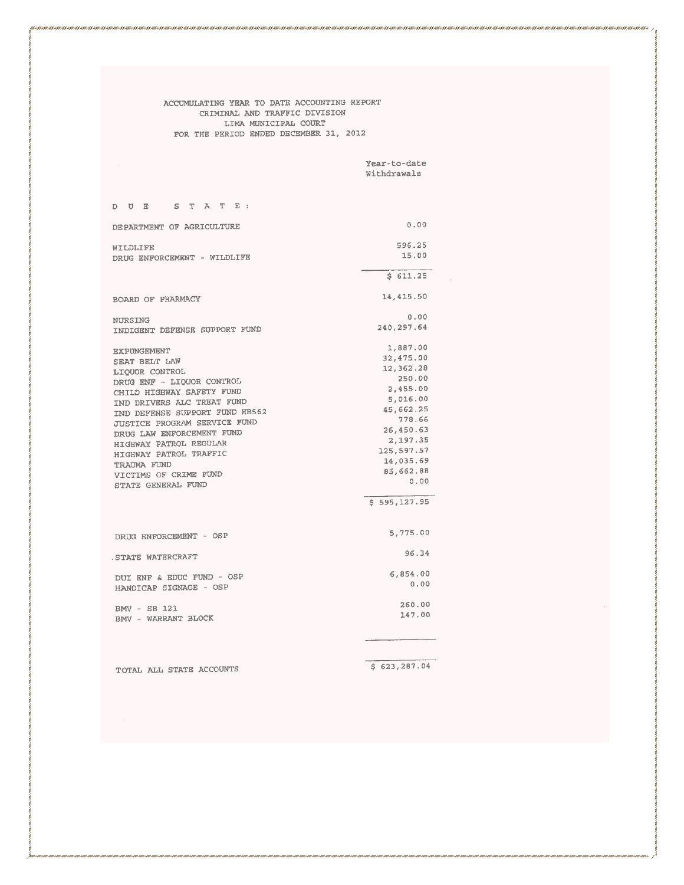ACCUMULATING YEAR TO DATE ACCOUNTING REPORT
CRIMINAL AND TRAFFIC DIVISION
LIMA MUNICIPAL COURT
FOR THE PERIOD ENDED DECEMBER 31, 2012

| | Year-to-date Withdrawals |
|---|---|
| **D U E S T A T E:** | |
| DEPARTMENT OF AGRICULTURE | 0.00 |
| WILDLIFE | 596.25 |
| DRUG ENFORCEMENT - WILDLIFE | 15.00 |
| | $ 611.25 |
| BOARD OF PHARMACY | 14,415.50 |
| NURSING | 0.00 |
| INDIGENT DEFENSE SUPPORT FUND | 240,297.64 |
| EXPUNGEMENT | 1,887.00 |
| SEAT BELT LAW | 32,475.00 |
| LIQUOR CONTROL | 12,362.28 |
| DRUG ENF - LIQUOR CONTROL | 250.00 |
| CHILD HIGHWAY SAFETY FUND | 2,455.00 |
| IND DRIVERS ALC TREAT FUND | 5,016.00 |
| IND DEFENSE SUPPORT FUND HB562 | 45,662.25 |
| JUSTICE PROGRAM SERVICE FUND | 778.66 |
| DRUG LAW ENFORCEMENT FUND | 26,450.63 |
| HIGHWAY PATROL REGULAR | 2,197.35 |
| HIGHWAY PATROL TRAFFIC | 125,597.57 |
| TRAUMA FUND | 14,035.69 |
| VICTIMS OF CRIME FUND | 85,662.88 |
| STATE GENERAL FUND | 0.00 |
| | $ 595,127.95 |
| DRUG ENFORCEMENT - OSP | 5,775.00 |
| STATE WATERCRAFT | 96.34 |
| DUI ENF & EDUC FUND - OSP | 6,854.00 |
| HANDICAP SIGNAGE - OSP | 0.00 |
| BMV - SB 121 | 260.00 |
| BMV - WARRANT BLOCK | 147.00 |
| TOTAL ALL STATE ACCOUNTS | $ 623,287.04 |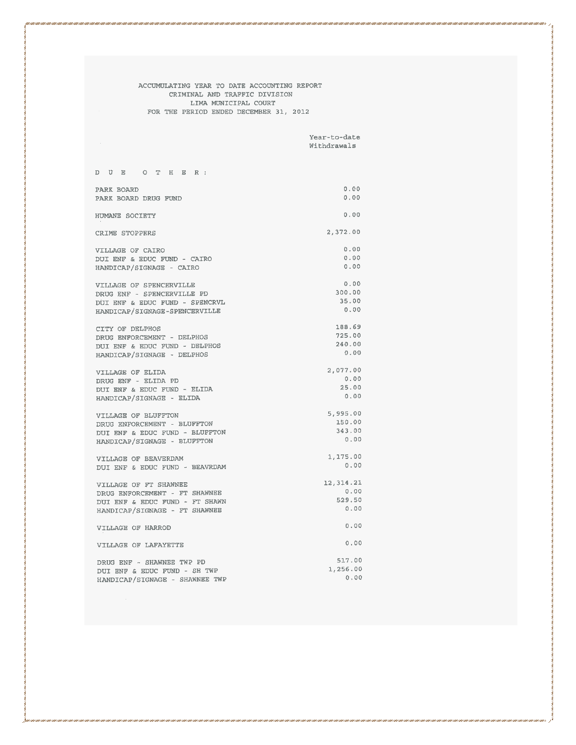# ACCUMULATING YEAR TO DATE ACCOUNTING REPORT
## CRIMINAL AND TRAFFIC DIVISION
## LIMA MUNICIPAL COURT
## FOR THE PERIOD ENDED DECEMBER 31, 2012

| | Year-to-date Withdrawals |
|---|---:|
| **D U E  O T H E R :** | |
| PARK BOARD | 0.00 |
| PARK BOARD DRUG FUND | 0.00 |
| | |
| HUMANE SOCIETY | 0.00 |
| | |
| CRIME STOPPERS | 2,372.00 |
| | |
| VILLAGE OF CAIRO | 0.00 |
| DUI ENF & EDUC FUND - CAIRO | 0.00 |
| HANDICAP/SIGNAGE - CAIRO | 0.00 |
| | |
| VILLAGE OF SPENCERVILLE | 0.00 |
| DRUG ENF - SPENCERVILLE PD | 300.00 |
| DUI ENF & EDUC FUND - SPENCRVL | 35.00 |
| HANDICAP/SIGNAGE-SPENCERVILLE | 0.00 |
| | |
| CITY OF DELPHOS | 188.69 |
| DRUG ENFORCEMENT - DELPHOS | 725.00 |
| DUI ENF & EDUC FUND - DELPHOS | 240.00 |
| HANDICAP/SIGNAGE - DELPHOS | 0.00 |
| | |
| VILLAGE OF ELIDA | 2,077.00 |
| DRUG ENF - ELIDA PD | 0.00 |
| DUI ENF & EDUC FUND - ELIDA | 25.00 |
| HANDICAP/SIGNAGE - ELIDA | 0.00 |
| | |
| VILLAGE OF BLUFFTON | 5,995.00 |
| DRUG ENFORCEMENT - BLUFFTON | 150.00 |
| DUI ENF & EDUC FUND - BLUFFTON | 343.00 |
| HANDICAP/SIGNAGE - BLUFFTON | 0.00 |
| | |
| VILLAGE OF BEAVERDAM | 1,175.00 |
| DUI ENF & EDUC FUND - BEAVRDAM | 0.00 |
| | |
| VILLAGE OF FT SHAWNEE | 12,314.21 |
| DRUG ENFORCEMENT - FT SHAWNEE | 0.00 |
| DUI ENF & EDUC FUND - FT SHAWN | 529.50 |
| HANDICAP/SIGNAGE - FT SHAWNEE | 0.00 |
| | |
| VILLAGE OF HARROD | 0.00 |
| | |
| VILLAGE OF LAFAYETTE | 0.00 |
| | |
| DRUG ENF - SHAWNEE TWP PD | 517.00 |
| DUI ENF & EDUC FUND - SH TWP | 1,256.00 |
| HANDICAP/SIGNAGE - SHAWNEE TWP | 0.00 |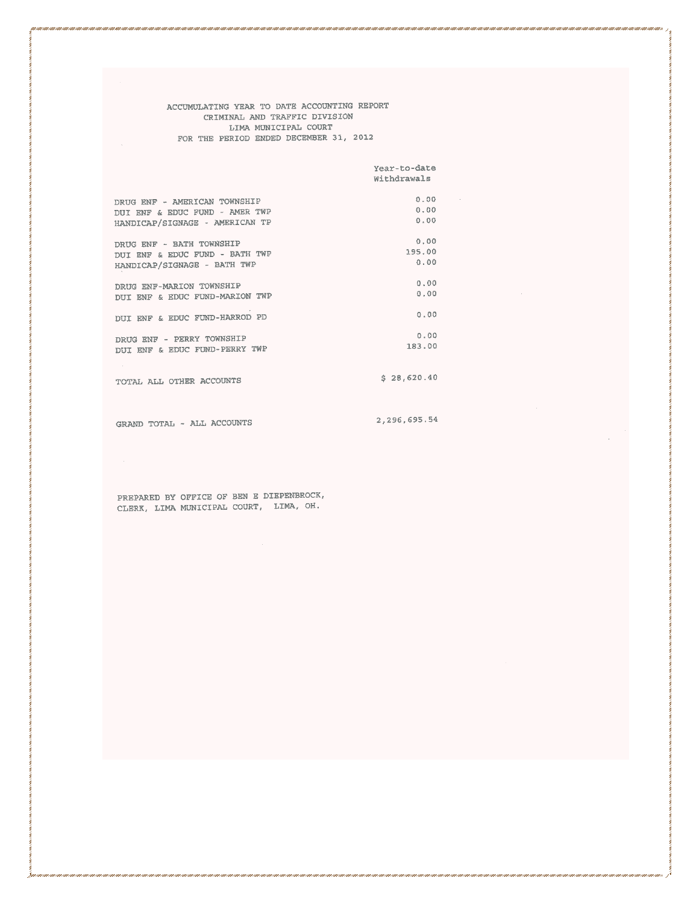ACCUMULATING YEAR TO DATE ACCOUNTING REPORT
CRIMINAL AND TRAFFIC DIVISION
LIMA MUNICIPAL COURT
FOR THE PERIOD ENDED DECEMBER 31, 2012

| | Year-to-date Withdrawals |
|---|---|
| DRUG ENF - AMERICAN TOWNSHIP | 0.00 |
| DUI ENF & EDUC FUND - AMER TWP | 0.00 |
| HANDICAP/SIGNAGE - AMERICAN TP | 0.00 |
| | |
| DRUG ENF - BATH TOWNSHIP | 0.00 |
| DUI ENF & EDUC FUND - BATH TWP | 195.00 |
| HANDICAP/SIGNAGE - BATH TWP | 0.00 |
| | |
| DRUG ENF-MARION TOWNSHIP | 0.00 |
| DUI ENF & EDUC FUND-MARION TWP | 0.00 |
| | |
| DUI ENF & EDUC FUND-HARROD PD | 0.00 |
| | |
| DRUG ENF - PERRY TOWNSHIP | 0.00 |
| DUI ENF & EDUC FUND-PERRY TWP | 183.00 |
| | |
| TOTAL ALL OTHER ACCOUNTS | $ 28,620.40 |
| | |
| GRAND TOTAL - ALL ACCOUNTS | 2,296,695.54 |

PREPARED BY OFFICE OF BEN E DIEPENBROCK,
CLERK, LIMA MUNICIPAL COURT, LIMA, OH.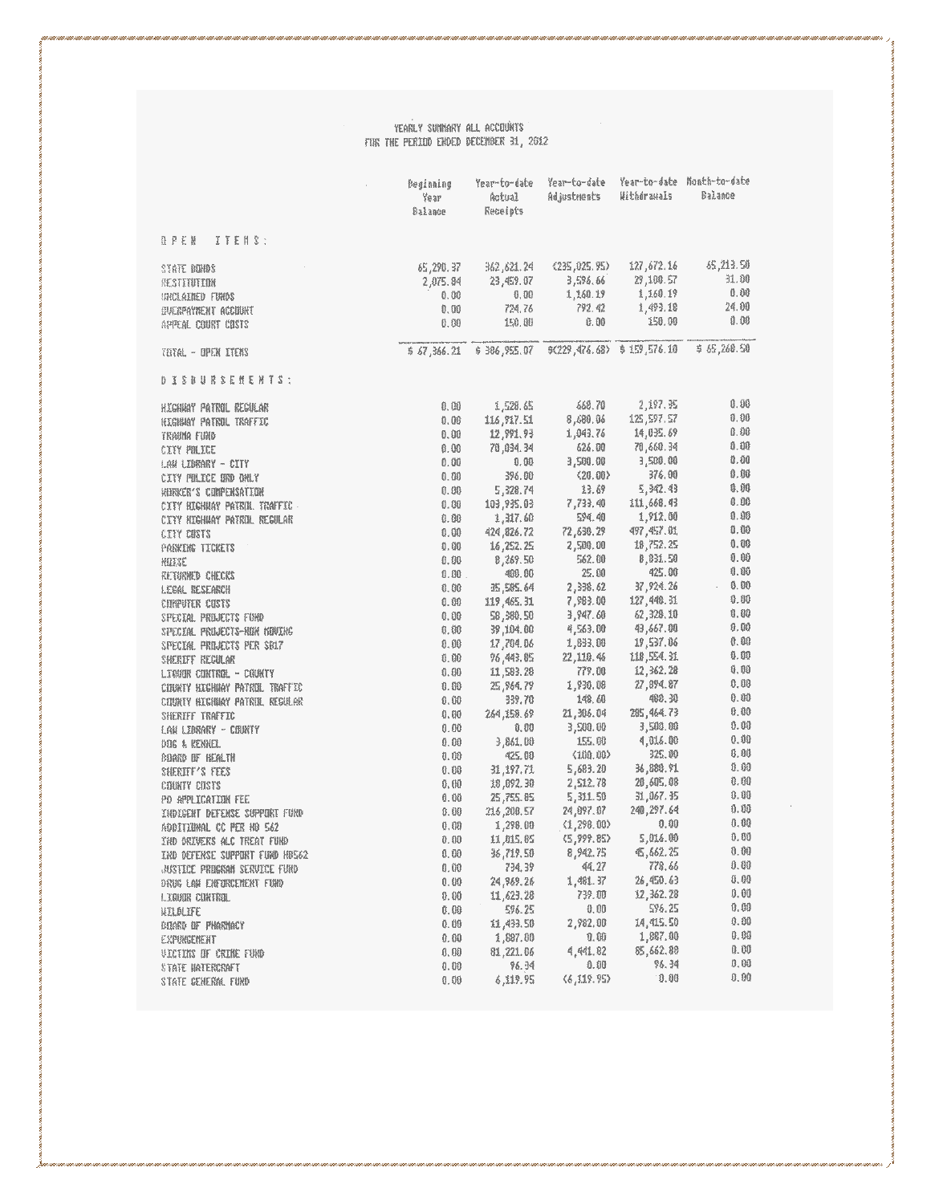YEARLY SUMMARY ALL ACCOUNTS
FOR THE PERIOD ENDED DECEMBER 31, 2012

| | Beginning Year Balance | Year-to-date Actual Receipts | Year-to-date Adjustments | Year-to-date Withdrawals | Month-to-date Balance |
|---|---|---|---|---|---|
| **OPEN ITEMS:** | | | | | |
| STATE BONDS | 65,290.37 | 362,621.24 | (235,025.95) | 127,672.16 | 65,213.50 |
| RESTITUTION | 2,075.84 | 23,459.07 | 3,596.66 | 29,100.57 | 31.00 |
| UNCLAIMED FUNDS | 0.00 | 0.00 | 1,160.19 | 1,160.19 | 0.00 |
| OVERPAYMENT ACCOUNT | 0.00 | 724.76 | 792.42 | 1,493.18 | 24.00 |
| APPEAL COURT COSTS | 0.00 | 150.00 | 0.00 | 150.00 | 0.00 |
| TOTAL - OPEN ITEMS | $ 67,366.21 | $ 386,955.07 | $(229,476.68) | $ 159,576.10 | $ 65,268.50 |
| **DISBURSEMENTS:** | | | | | |
| HIGHWAY PATROL REGULAR | 0.00 | 1,528.65 | 668.70 | 2,197.35 | 0.00 |
| HIGHWAY PATROL TRAFFIC | 0.00 | 116,917.51 | 8,680.06 | 125,597.57 | 0.00 |
| TRAUMA FUND | 0.00 | 12,991.93 | 1,043.76 | 14,035.69 | 0.00 |
| CITY POLICE | 0.00 | 78,034.34 | 626.00 | 78,660.34 | 0.00 |
| LAW LIBRARY - CITY | 0.00 | 0.00 | 3,500.00 | 3,500.00 | 0.00 |
| CITY POLICE ORD ONLY | 0.00 | 396.00 | (20.00) | 376.00 | 0.00 |
| WORKER'S COMPENSATION | 0.00 | 5,328.74 | 13.69 | 5,342.43 | 0.00 |
| CITY HIGHWAY PATROL TRAFFIC | 0.00 | 103,935.03 | 7,733.40 | 111,668.43 | 0.00 |
| CITY HIGHWAY PATROL REGULAR | 0.00 | 1,317.60 | 594.40 | 1,912.00 | 0.00 |
| CITY COSTS | 0.00 | 424,826.72 | 72,630.29 | 497,457.01 | 0.00 |
| PARKING TICKETS | 0.00 | 16,252.25 | 2,500.00 | 18,752.25 | 0.00 |
| NOISE | 0.00 | 8,269.50 | 562.00 | 8,831.50 | 0.00 |
| RETURNED CHECKS | 0.00 | 400.00 | 25.00 | 425.00 | 0.00 |
| LEGAL RESEARCH | 0.00 | 35,585.64 | 2,338.62 | 37,924.26 | 0.00 |
| COMPUTER COSTS | 0.00 | 119,465.31 | 7,983.00 | 127,448.31 | 0.00 |
| SPECIAL PROJECTS FUND | 0.00 | 58,380.50 | 3,947.60 | 62,328.10 | 0.00 |
| SPECIAL PROJECTS-NON MOVING | 0.00 | 39,104.00 | 4,563.00 | 43,667.00 | 0.00 |
| SPECIAL PROJECTS PER SB17 | 0.00 | 17,704.06 | 1,833.00 | 19,537.06 | 0.00 |
| SHERIFF REGULAR | 0.00 | 96,443.85 | 22,110.46 | 118,554.31 | 0.00 |
| LIQUOR CONTROL - COUNTY | 0.00 | 11,583.28 | 779.00 | 12,362.28 | 0.00 |
| COUNTY HIGHWAY PATROL TRAFFIC | 0.00 | 25,964.79 | 1,930.08 | 27,894.87 | 0.00 |
| COUNTY HIGHWAY PATROL REGULAR | 0.00 | 339.70 | 148.60 | 488.30 | 0.00 |
| SHERIFF TRAFFIC | 0.00 | 264,158.69 | 21,306.04 | 285,464.73 | 0.00 |
| LAW LIBRARY - COUNTY | 0.00 | 0.00 | 3,500.00 | 3,500.00 | 0.00 |
| DOG & KENNEL | 0.00 | 3,861.00 | 155.00 | 4,016.00 | 0.00 |
| BOARD OF HEALTH | 0.00 | 425.00 | (100.00) | 325.00 | 0.00 |
| SHERIFF'S FEES | 0.00 | 31,197.71 | 5,683.20 | 36,880.91 | 0.00 |
| COUNTY COSTS | 0.00 | 18,092.30 | 2,512.78 | 20,605.08 | 0.00 |
| PD APPLICATION FEE | 0.00 | 25,755.85 | 5,311.50 | 31,067.35 | 0.00 |
| INDIGENT DEFENSE SUPPORT FUND | 0.00 | 216,200.57 | 24,097.07 | 240,297.64 | 0.00 |
| ADDITIONAL CC PER HB 562 | 0.00 | 1,298.00 | (1,298.00) | 0.00 | 0.00 |
| IND DRIVERS ALC TREAT FUND | 0.00 | 11,015.85 | (5,999.85) | 5,016.00 | 0.00 |
| IND DEFENSE SUPPORT FUND HB562 | 0.00 | 36,719.50 | 8,942.75 | 45,662.25 | 0.00 |
| JUSTICE PROGRAM SERVICE FUND | 0.00 | 734.39 | 44.27 | 778.66 | 0.00 |
| DRUG LAW ENFORCEMENT FUND | 0.00 | 24,969.26 | 1,481.37 | 26,450.63 | 0.00 |
| LIQUOR CONTROL | 0.00 | 11,623.28 | 739.00 | 12,362.28 | 0.00 |
| WILDLIFE | 0.00 | 596.25 | 0.00 | 596.25 | 0.00 |
| BOARD OF PHARMACY | 0.00 | 11,433.50 | 2,982.00 | 14,415.50 | 0.00 |
| EXPUNGEMENT | 0.00 | 1,887.00 | 0.00 | 1,887.00 | 0.00 |
| VICTIMS OF CRIME FUND | 0.00 | 81,221.06 | 4,441.82 | 85,662.88 | 0.00 |
| STATE WATERCRAFT | 0.00 | 96.34 | 0.00 | 96.34 | 0.00 |
| STATE GENERAL FUND | 0.00 | 6,119.95 | (6,119.95) | 0.00 | 0.00 |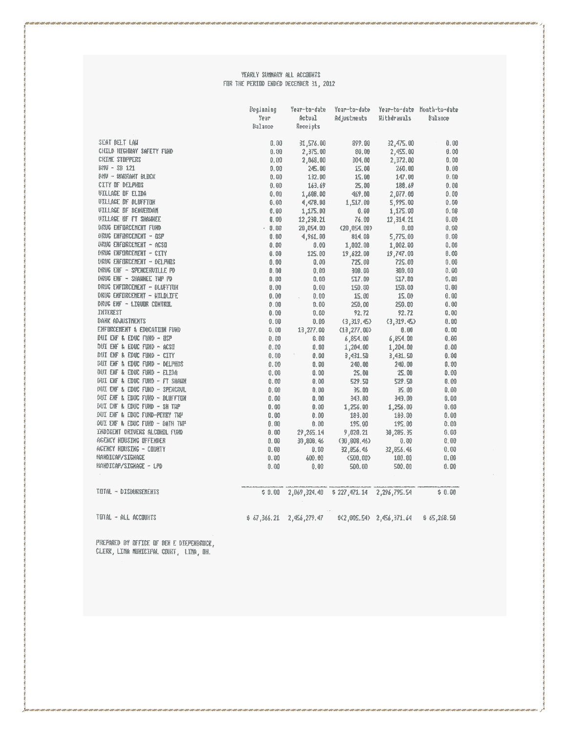YEARLY SUMMARY ALL ACCOUNTS
FOR THE PERIOD ENDED DECEMBER 31, 2012

| | Beginning Year Balance | Year-to-date Actual Receipts | Year-to-date Adjustments | Year-to-date Withdrawals | Month-to-date Balance |
|---|---|---|---|---|---|
| SEAT BELT LAW | 0.00 | 31,576.00 | 899.00 | 32,475.00 | 0.00 |
| CHILD HIGHWAY SAFETY FUND | 0.00 | 2,375.00 | 80.00 | 2,455.00 | 0.00 |
| CRIME STOPPERS | 0.00 | 2,068.00 | 304.00 | 2,372.00 | 0.00 |
| BMV - SB 121 | 0.00 | 245.00 | 15.00 | 260.00 | 0.00 |
| BMV - WARRANT BLOCK | 0.00 | 132.00 | 15.00 | 147.00 | 0.00 |
| CITY OF DELPHOS | 0.00 | 163.69 | 25.00 | 188.69 | 0.00 |
| VILLAGE OF ELIDA | 0.00 | 1,608.00 | 469.00 | 2,077.00 | 0.00 |
| VILLAGE OF BLUFFTON | 0.00 | 4,478.00 | 1,517.00 | 5,995.00 | 0.00 |
| VILLAGE OF BEAVERDAM | 0.00 | 1,175.00 | 0.00 | 1,175.00 | 0.00 |
| VILLAGE OF FT SHAWNEE | 0.00 | 12,238.21 | 76.00 | 12,314.21 | 0.00 |
| DRUG ENFORCEMENT FUND | 0.00 | 20,054.00 | (20,054.00) | 0.00 | 0.00 |
| DRUG ENFORCEMENT - OSP | 0.00 | 4,961.00 | 814.00 | 5,775.00 | 0.00 |
| DRUG ENFORCEMENT - ACSO | 0.00 | 0.00 | 1,002.00 | 1,002.00 | 0.00 |
| DRUG ENFORCEMENT - CITY | 0.00 | 125.00 | 19,622.00 | 19,747.00 | 0.00 |
| DRUG ENFORCEMENT - DELPHOS | 0.00 | 0.00 | 725.00 | 725.00 | 0.00 |
| DRUG ENF - SPENCERVILLE PD | 0.00 | 0.00 | 300.00 | 300.00 | 0.00 |
| DRUG ENF - SHAWNEE TWP PD | 0.00 | 0.00 | 517.00 | 517.00 | 0.00 |
| DRUG ENFORCEMENT - BLUFFTON | 0.00 | 0.00 | 150.00 | 150.00 | 0.00 |
| DRUG ENFORCEMENT - WILDLIFE | 0.00 | 0.00 | 15.00 | 15.00 | 0.00 |
| DRUG ENF - LIQUOR CONTROL | 0.00 | 0.00 | 250.00 | 250.00 | 0.00 |
| INTEREST | 0.00 | 0.00 | 92.72 | 92.72 | 0.00 |
| BANK ADJUSTMENTS | 0.00 | 0.00 | (3,319.45) | (3,319.45) | 0.00 |
| ENFORCEMENT & EDUCATION FUND | 0.00 | 13,277.00 | (13,277.00) | 0.00 | 0.00 |
| DUI ENF & EDUC FUND - OSP | 0.00 | 0.00 | 6,854.00 | 6,854.00 | 0.00 |
| DUI ENF & EDUC FUND - ACSO | 0.00 | 0.00 | 1,204.00 | 1,204.00 | 0.00 |
| DUI ENF & EDUC FUND - CITY | 0.00 | 0.00 | 3,431.50 | 3,431.50 | 0.00 |
| DUI ENF & EDUC FUND - DELPHOS | 0.00 | 0.00 | 240.00 | 240.00 | 0.00 |
| DUI ENF & EDUC FUND - ELIDA | 0.00 | 0.00 | 25.00 | 25.00 | 0.00 |
| DUI ENF & EDUC FUND - FT SHAWN | 0.00 | 0.00 | 529.50 | 529.50 | 0.00 |
| DUI ENF & EDUC FUND - SPENCRVL | 0.00 | 0.00 | 35.00 | 35.00 | 0.00 |
| DUI ENF & EDUC FUND - BLUFFTON | 0.00 | 0.00 | 343.00 | 343.00 | 0.00 |
| DUI ENF & EDUC FUND - SH TWP | 0.00 | 0.00 | 1,256.00 | 1,256.00 | 0.00 |
| DUI ENF & EDUC FUND-PERRY TWP | 0.00 | 0.00 | 183.00 | 183.00 | 0.00 |
| DUI ENF & EDUC FUND - BATH TWP | 0.00 | 0.00 | 195.00 | 195.00 | 0.00 |
| INDIGENT DRIVERS ALCOHOL FUND | 0.00 | 29,265.14 | 9,020.21 | 38,285.35 | 0.00 |
| AGENCY HOUSING OFFENDER | 0.00 | 30,808.46 | (30,808.46) | 0.00 | 0.00 |
| AGENCY HOUSING - COUNTY | 0.00 | 0.00 | 32,856.46 | 32,856.46 | 0.00 |
| HANDICAP/SIGNAGE | 0.00 | 600.00 | (500.00) | 100.00 | 0.00 |
| HANDICAP/SIGNAGE - LPD | 0.00 | 0.00 | 500.00 | 500.00 | 0.00 |
| TOTAL - DISBURSEMENTS | $ 0.00 | 2,069,324.40 | $ 227,471.14 | 2,296,795.54 | $ 0.00 |
| TOTAL - ALL ACCOUNTS | $ 67,366.21 | 2,456,279.47 | $(2,005.54) | 2,456,371.64 | $ 65,268.50 |

PREPARED BY OFFICE OF BEN E DIEPENBROCK,
CLERK, LIMA MUNICIPAL COURT, LIMA, OH.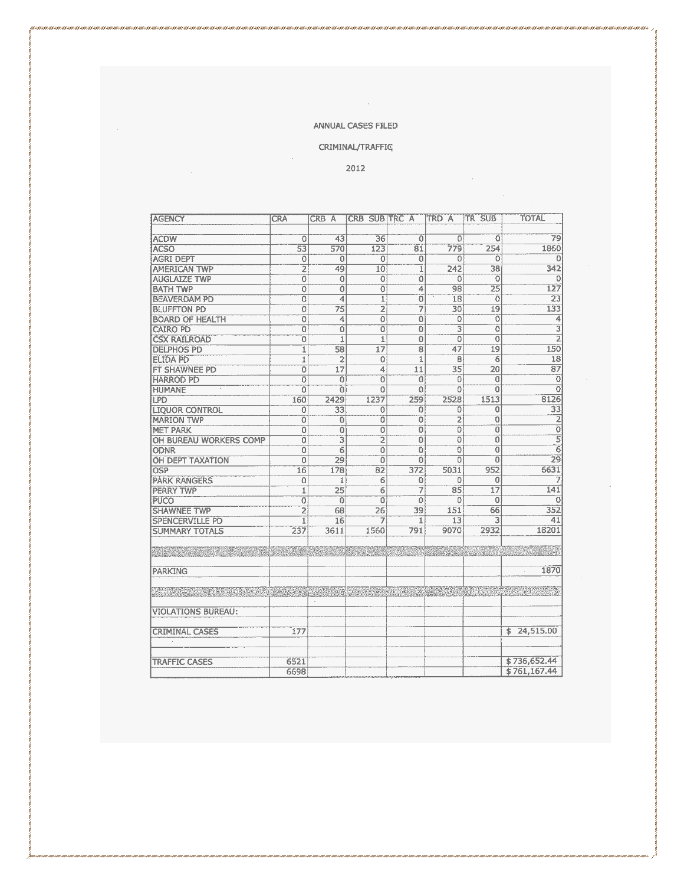ANNUAL CASES FILED

CRIMINAL/TRAFFIC

2012

| AGENCY | CRA | CRB A | CRB SUB | TRC A | TRD A | TR SUB | TOTAL |
|---|---|---|---|---|---|---|---|
| ACDW | 0 | 43 | 36 | 0 | 0 | 0 | 79 |
| ACSO | 53 | 570 | 123 | 81 | 779 | 254 | 1860 |
| AGRI DEPT | 0 | 0 | 0 | 0 | 0 | 0 | 0 |
| AMERICAN TWP | 2 | 49 | 10 | 1 | 242 | 38 | 342 |
| AUGLAIZE TWP | 0 | 0 | 0 | 0 | 0 | 0 | 0 |
| BATH TWP | 0 | 0 | 0 | 4 | 98 | 25 | 127 |
| BEAVERDAM PD | 0 | 4 | 1 | 0 | 18 | 0 | 23 |
| BLUFFTON PD | 0 | 75 | 2 | 7 | 30 | 19 | 133 |
| BOARD OF HEALTH | 0 | 4 | 0 | 0 | 0 | 0 | 4 |
| CAIRO PD | 0 | 0 | 0 | 0 | 3 | 0 | 3 |
| CSX RAILROAD | 0 | 1 | 1 | 0 | 0 | 0 | 2 |
| DELPHOS PD | 1 | 58 | 17 | 8 | 47 | 19 | 150 |
| ELIDA PD | 1 | 2 | 0 | 1 | 8 | 6 | 18 |
| FT SHAWNEE PD | 0 | 17 | 4 | 11 | 35 | 20 | 87 |
| HARROD PD | 0 | 0 | 0 | 0 | 0 | 0 | 0 |
| HUMANE | 0 | 0 | 0 | 0 | 0 | 0 | 0 |
| LPD | 160 | 2429 | 1237 | 259 | 2528 | 1513 | 8126 |
| LIQUOR CONTROL | 0 | 33 | 0 | 0 | 0 | 0 | 33 |
| MARION TWP | 0 | 0 | 0 | 0 | 2 | 0 | 2 |
| MET PARK | 0 | 0 | 0 | 0 | 0 | 0 | 0 |
| OH BUREAU WORKERS COMP | 0 | 3 | 2 | 0 | 0 | 0 | 5 |
| ODNR | 0 | 6 | 0 | 0 | 0 | 0 | 6 |
| OH DEPT TAXATION | 0 | 29 | 0 | 0 | 0 | 0 | 29 |
| OSP | 16 | 178 | 82 | 372 | 5031 | 952 | 6631 |
| PARK RANGERS | 0 | 1 | 6 | 0 | 0 | 0 | 7 |
| PERRY TWP | 1 | 25 | 6 | 7 | 85 | 17 | 141 |
| PUCO | 0 | 0 | 0 | 0 | 0 | 0 | 0 |
| SHAWNEE TWP | 2 | 68 | 26 | 39 | 151 | 66 | 352 |
| SPENCERVILLE PD | 1 | 16 | 7 | 1 | 13 | 3 | 41 |
| SUMMARY TOTALS | 237 | 3611 | 1560 | 791 | 9070 | 2932 | 18201 |
| | | | | | | | |
| PARKING | | | | | | | 1870 |
| | | | | | | | |
| VIOLATIONS BUREAU: | | | | | | | |
| CRIMINAL CASES | 177 | | | | | | $ 24,515.00 |
| TRAFFIC CASES | 6521 | | | | | | $ 736,652.44 |
| | 6698 | | | | | | $ 761,167.44 |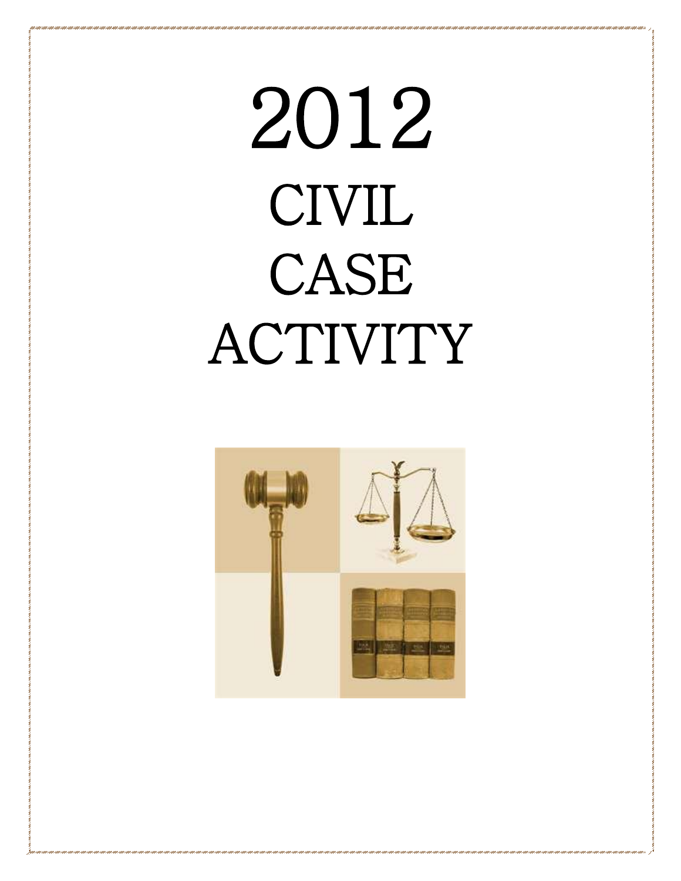# 2012
# CIVIL
# CASE
# ACTIVITY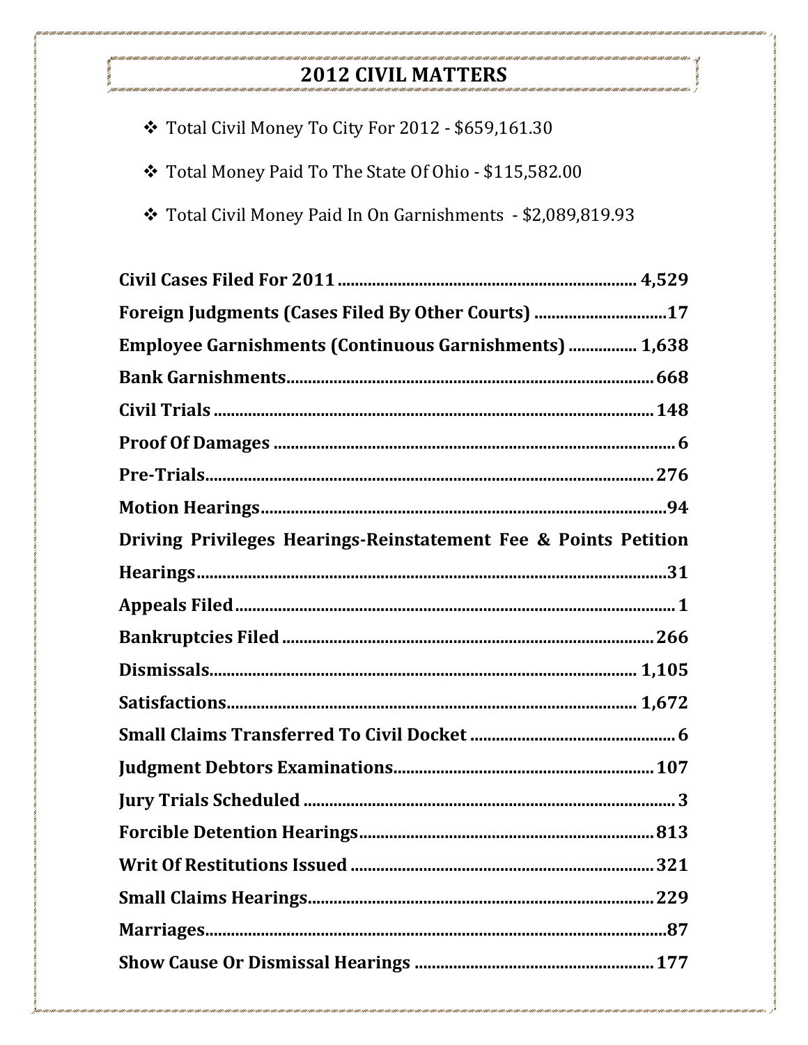## 2012 CIVIL MATTERS

- Total Civil Money To City For 2012 - $659,161.30
- Total Money Paid To The State Of Ohio - $115,582.00
- Total Civil Money Paid In On Garnishments - $2,089,819.93

| | |
|---|---|
| **Civil Cases Filed For 2011** | **4,529** |
| **Foreign Judgments (Cases Filed By Other Courts)** | **17** |
| **Employee Garnishments (Continuous Garnishments)** | **1,638** |
| **Bank Garnishments** | **668** |
| **Civil Trials** | **148** |
| **Proof Of Damages** | **6** |
| **Pre-Trials** | **276** |
| **Motion Hearings** | **94** |
| **Driving Privileges Hearings-Reinstatement Fee & Points Petition Hearings** | **31** |
| **Appeals Filed** | **1** |
| **Bankruptcies Filed** | **266** |
| **Dismissals** | **1,105** |
| **Satisfactions** | **1,672** |
| **Small Claims Transferred To Civil Docket** | **6** |
| **Judgment Debtors Examinations** | **107** |
| **Jury Trials Scheduled** | **3** |
| **Forcible Detention Hearings** | **813** |
| **Writ Of Restitutions Issued** | **321** |
| **Small Claims Hearings** | **229** |
| **Marriages** | **87** |
| **Show Cause Or Dismissal Hearings** | **177** |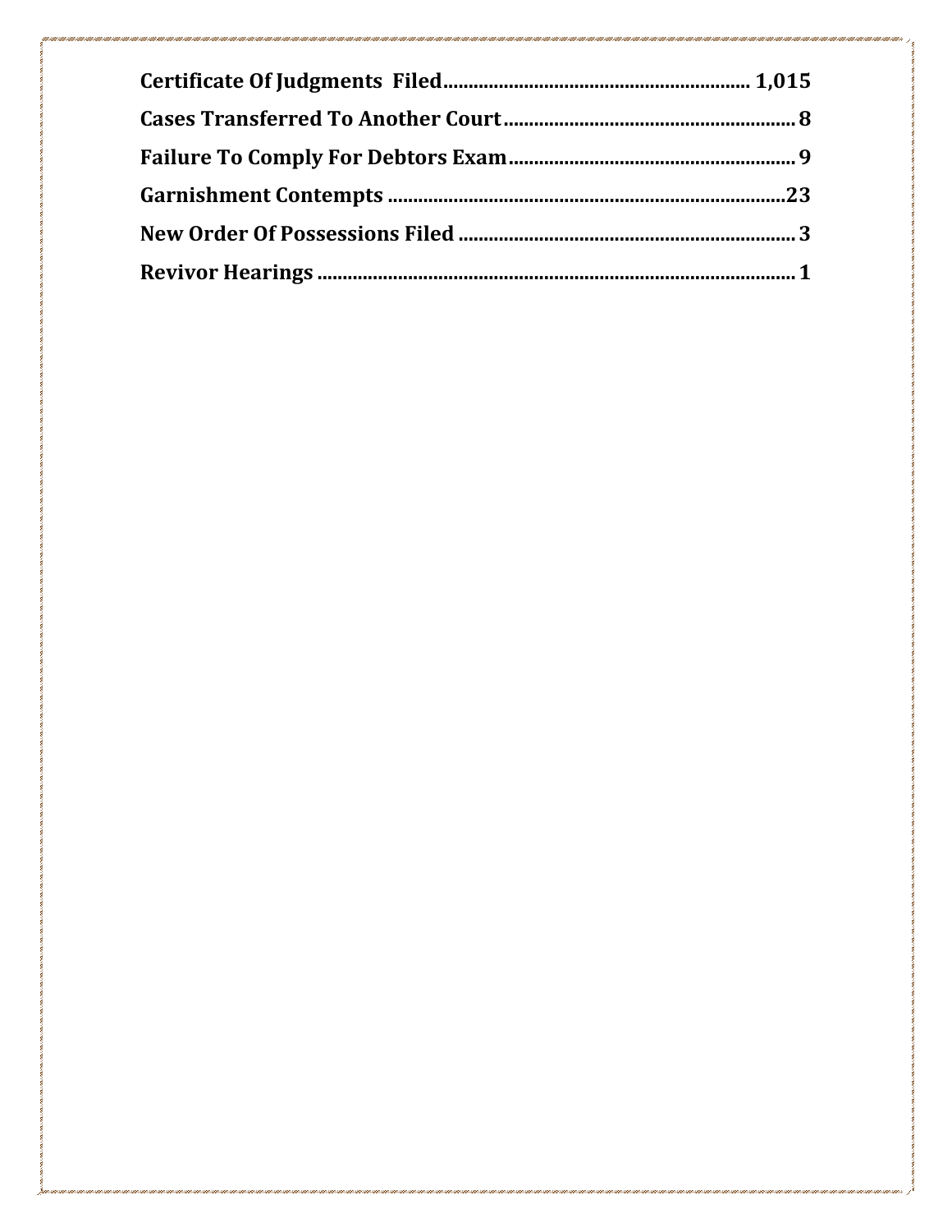**Certificate Of Judgments Filed.............................................................. 1,015**

**Cases Transferred To Another Court............................................................ 8**

**Failure To Comply For Debtors Exam.......................................................... 9**

**Garnishment Contempts .............................................................................23**

**New Order Of Possessions Filed ................................................................... 3**

**Revivor Hearings ............................................................................................. 1**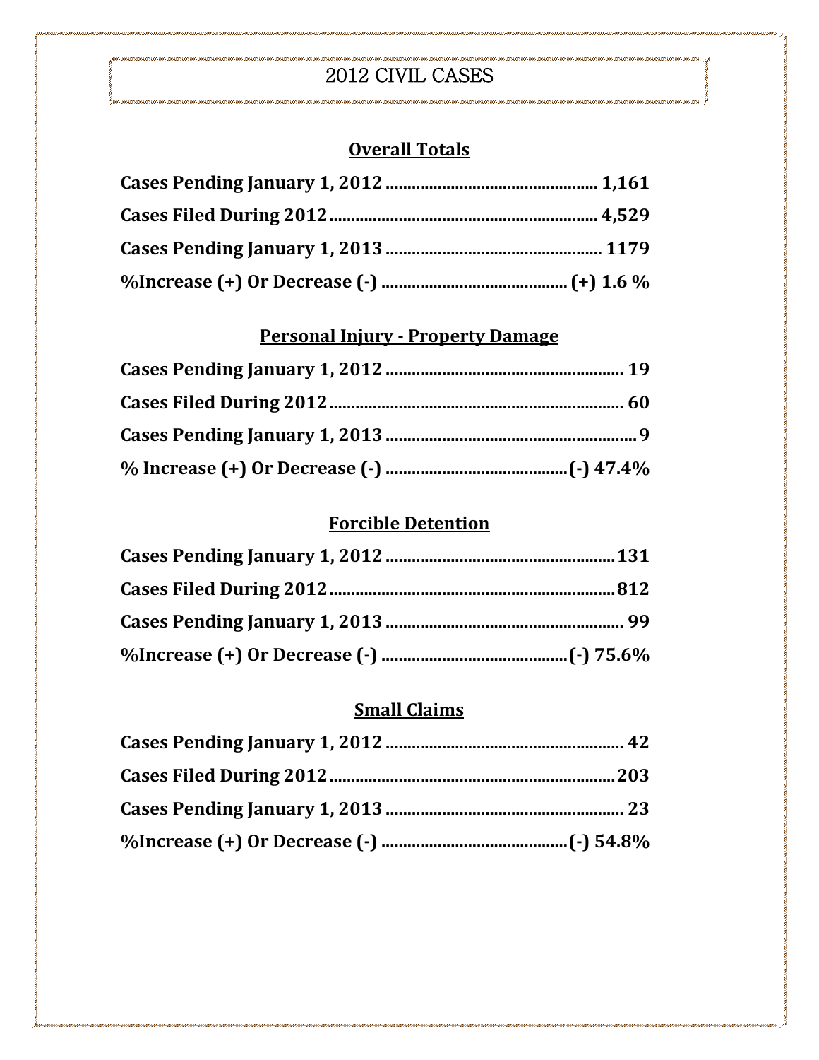# 2012 CIVIL CASES

## Overall Totals

**Cases Pending January 1, 2012 ................................................ 1,161**

**Cases Filed During 2012 ............................................................ 4,529**

**Cases Pending January 1, 2013 ................................................ 1179**

**%Increase (+) Or Decrease (-) ......................................... (+) 1.6 %**

## Personal Injury - Property Damage

**Cases Pending January 1, 2012 ...................................................... 19**

**Cases Filed During 2012 .................................................................. 60**

**Cases Pending January 1, 2013 ........................................................ 9**

**% Increase (+) Or Decrease (-) .........................................(-) 47.4%**

## Forcible Detention

**Cases Pending January 1, 2012 .................................................... 131**

**Cases Filed During 2012 ................................................................ 812**

**Cases Pending January 1, 2013 ...................................................... 99**

**%Increase (+) Or Decrease (-) ..........................................(-) 75.6%**

## Small Claims

**Cases Pending January 1, 2012 ...................................................... 42**

**Cases Filed During 2012 ................................................................ 203**

**Cases Pending January 1, 2013 ...................................................... 23**

**%Increase (+) Or Decrease (-) ..........................................(-) 54.8%**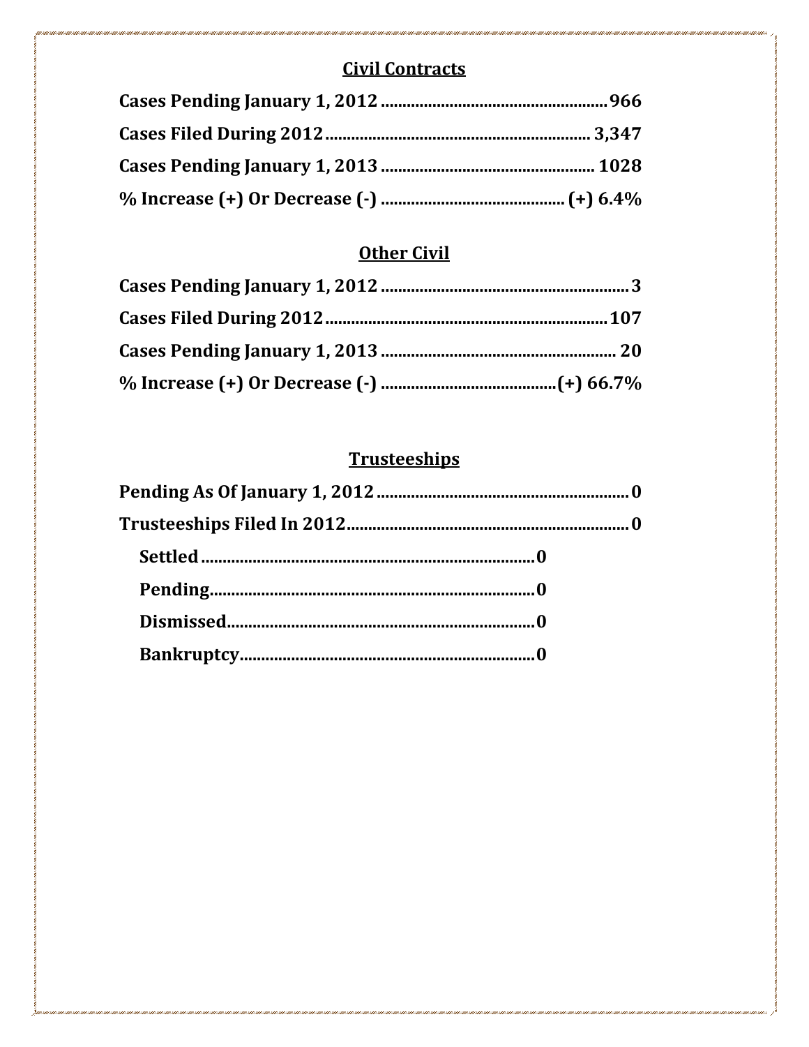## Civil Contracts

**Cases Pending January 1, 2012 .................................................... 966**

**Cases Filed During 2012 ............................................................ 3,347**

**Cases Pending January 1, 2013 ................................................. 1028**

**% Increase (+) Or Decrease (-) .......................................... (+) 6.4%**

## Other Civil

**Cases Pending January 1, 2012 ......................................................... 3**

**Cases Filed During 2012 ................................................................ 107**

**Cases Pending January 1, 2013 ..................................................... 20**

**% Increase (+) Or Decrease (-) ........................................ (+) 66.7%**

## Trusteeships

**Pending As Of January 1, 2012 .......................................................... 0**

**Trusteeships Filed In 2012 ................................................................ 0**

- **Settled ........................................................................... 0**
- **Pending ......................................................................... 0**
- **Dismissed ...................................................................... 0**
- **Bankruptcy .................................................................... 0**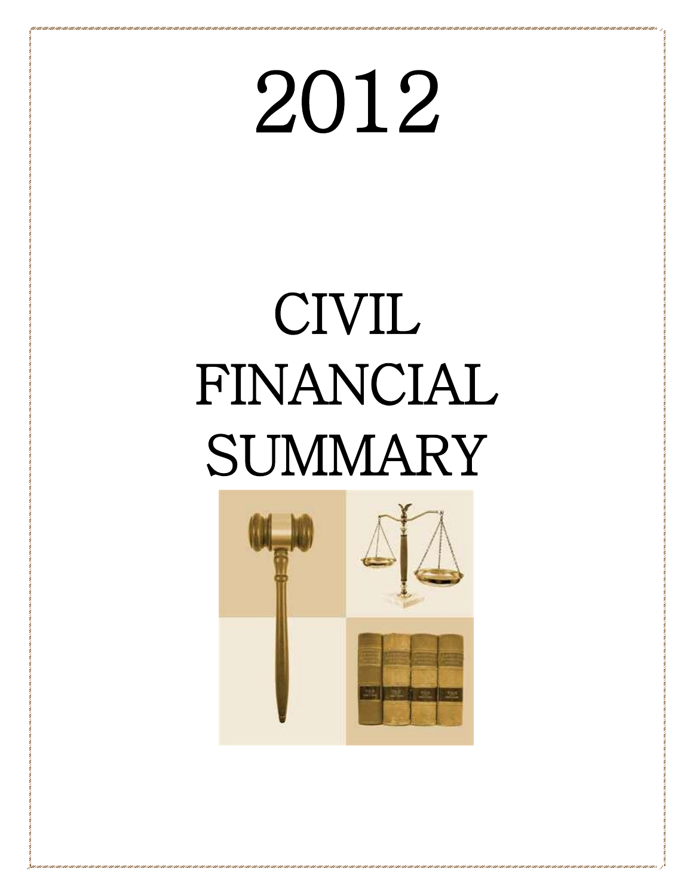# 2012

# CIVIL FINANCIAL SUMMARY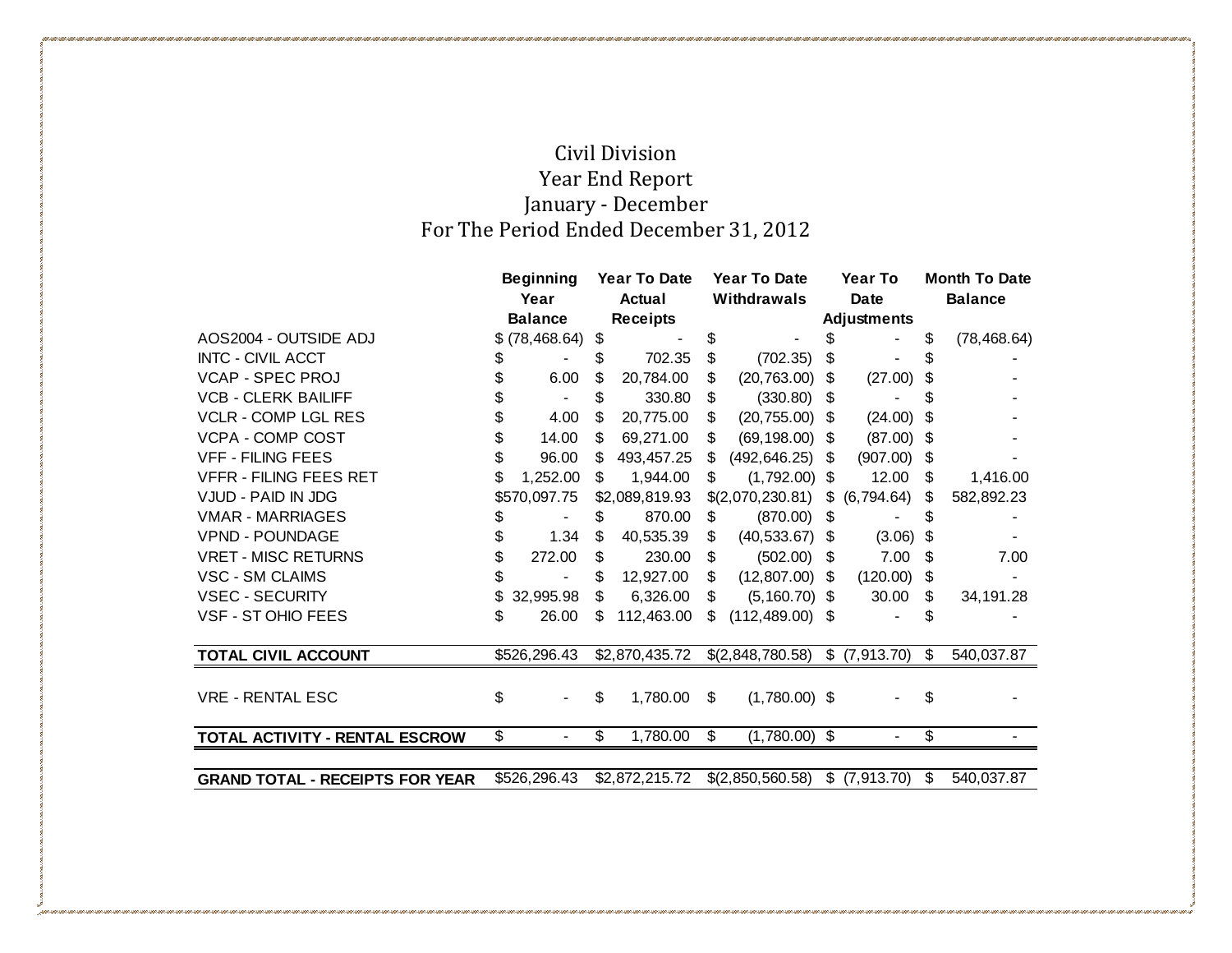# Civil Division
## Year End Report
## January - December
## For The Period Ended December 31, 2012

| | Beginning Year Balance | Year To Date Actual Receipts | Year To Date Withdrawals | Year To Date Adjustments | Month To Date Balance |
|---|---|---|---|---|---|
| AOS2004 - OUTSIDE ADJ | $ (78,468.64) | $ - | $ - | $ - | $ (78,468.64) |
| INTC - CIVIL ACCT | $ - | $ 702.35 | $ (702.35) | $ - | $ - |
| VCAP - SPEC PROJ | $ 6.00 | $ 20,784.00 | $ (20,763.00) | $ (27.00) | $ - |
| VCB - CLERK BAILIFF | $ - | $ 330.80 | $ (330.80) | $ - | $ - |
| VCLR - COMP LGL RES | $ 4.00 | $ 20,775.00 | $ (20,755.00) | $ (24.00) | $ - |
| VCPA - COMP COST | $ 14.00 | $ 69,271.00 | $ (69,198.00) | $ (87.00) | $ - |
| VFF - FILING FEES | $ 96.00 | $ 493,457.25 | $ (492,646.25) | $ (907.00) | $ - |
| VFFR - FILING FEES RET | $ 1,252.00 | $ 1,944.00 | $ (1,792.00) | $ 12.00 | $ 1,416.00 |
| VJUD - PAID IN JDG | $570,097.75 | $2,089,819.93 | $(2,070,230.81) | $ (6,794.64) | $ 582,892.23 |
| VMAR - MARRIAGES | $ - | $ 870.00 | $ (870.00) | $ - | $ - |
| VPND - POUNDAGE | $ 1.34 | $ 40,535.39 | $ (40,533.67) | $ (3.06) | $ - |
| VRET - MISC RETURNS | $ 272.00 | $ 230.00 | $ (502.00) | $ 7.00 | $ 7.00 |
| VSC - SM CLAIMS | $ - | $ 12,927.00 | $ (12,807.00) | $ (120.00) | $ - |
| VSEC - SECURITY | $ 32,995.98 | $ 6,326.00 | $ (5,160.70) | $ 30.00 | $ 34,191.28 |
| VSF - ST OHIO FEES | $ 26.00 | $ 112,463.00 | $ (112,489.00) | $ - | $ - |
| **TOTAL CIVIL ACCOUNT** | $526,296.43 | $2,870,435.72 | $(2,848,780.58) | $ (7,913.70) | $ 540,037.87 |
| VRE - RENTAL ESC | $ - | $ 1,780.00 | $ (1,780.00) | $ - | $ - |
| **TOTAL ACTIVITY - RENTAL ESCROW** | $ - | $ 1,780.00 | $ (1,780.00) | $ - | $ - |
| **GRAND TOTAL - RECEIPTS FOR YEAR** | $526,296.43 | $2,872,215.72 | $(2,850,560.58) | $ (7,913.70) | $ 540,037.87 |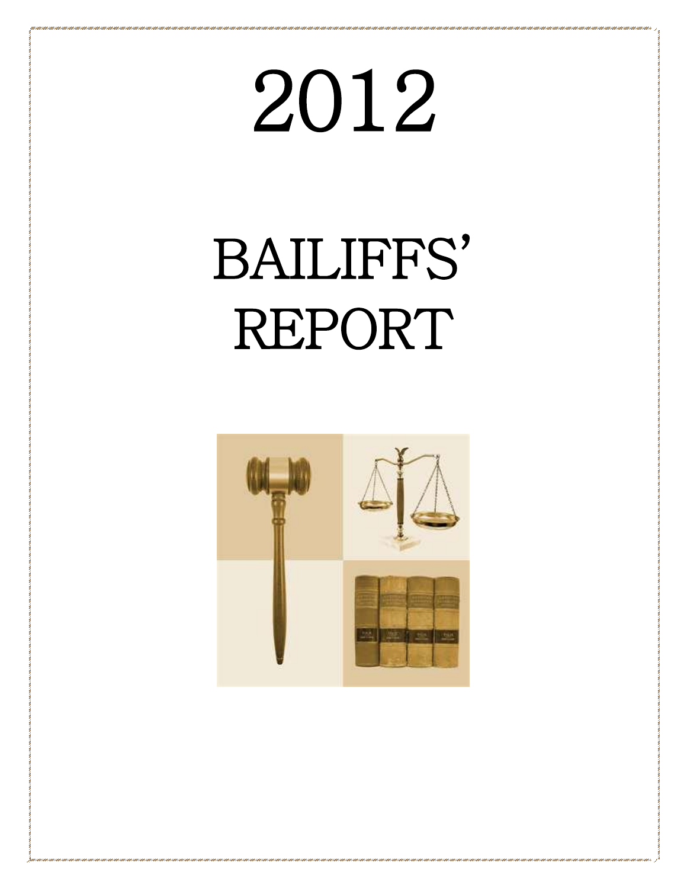# 2012

# BAILIFFS' REPORT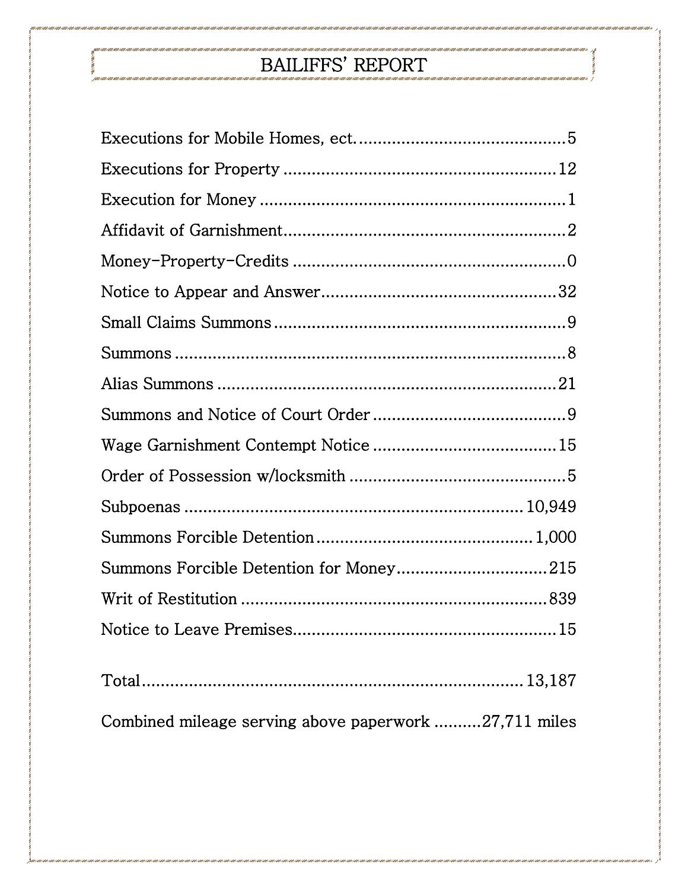# BAILIFFS' REPORT

| Item | Count |
|---|---|
| Executions for Mobile Homes, ect. | 5 |
| Executions for Property | 12 |
| Execution for Money | 1 |
| Affidavit of Garnishment | 2 |
| Money-Property-Credits | 0 |
| Notice to Appear and Answer | 32 |
| Small Claims Summons | 9 |
| Summons | 8 |
| Alias Summons | 21 |
| Summons and Notice of Court Order | 9 |
| Wage Garnishment Contempt Notice | 15 |
| Order of Possession w/locksmith | 5 |
| Subpoenas | 10,949 |
| Summons Forcible Detention | 1,000 |
| Summons Forcible Detention for Money | 215 |
| Writ of Restitution | 839 |
| Notice to Leave Premises | 15 |
| Total | 13,187 |

Combined mileage serving above paperwork ..........27,711 miles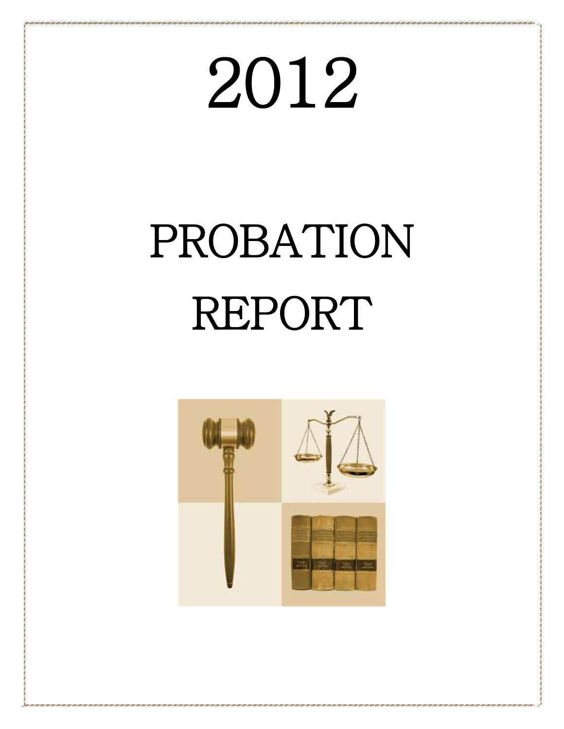# 2012

# PROBATION REPORT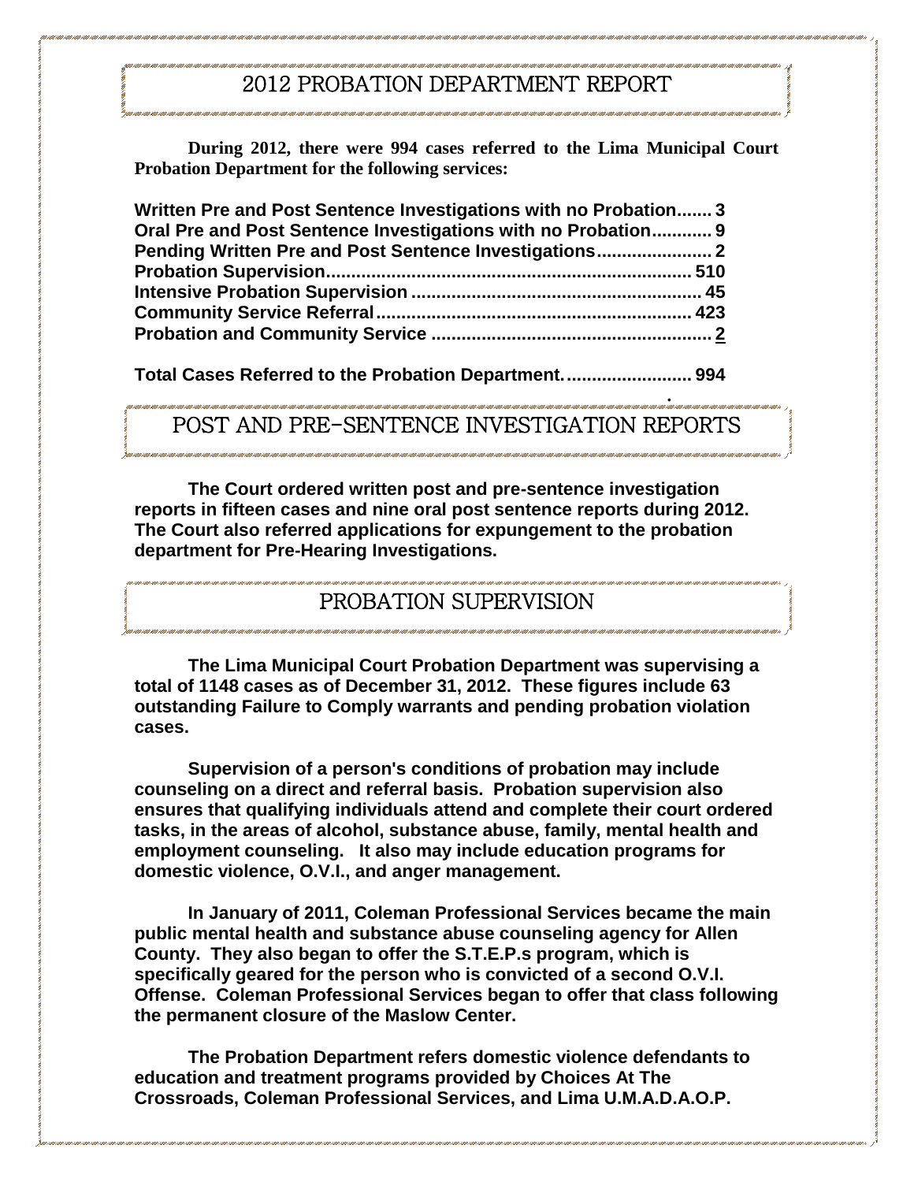# 2012 PROBATION DEPARTMENT REPORT

**During 2012, there were 994 cases referred to the Lima Municipal Court Probation Department for the following services:**

| | |
|---|---|
| **Written Pre and Post Sentence Investigations with no Probation** | **3** |
| **Oral Pre and Post Sentence Investigations with no Probation** | **9** |
| **Pending Written Pre and Post Sentence Investigations** | **2** |
| **Probation Supervision** | **510** |
| **Intensive Probation Supervision** | **45** |
| **Community Service Referral** | **423** |
| **Probation and Community Service** | **2** |
| **Total Cases Referred to the Probation Department.** | **994** |

# POST AND PRE-SENTENCE INVESTIGATION REPORTS

**The Court ordered written post and pre-sentence investigation reports in fifteen cases and nine oral post sentence reports during 2012. The Court also referred applications for expungement to the probation department for Pre-Hearing Investigations.**

# PROBATION SUPERVISION

**The Lima Municipal Court Probation Department was supervising a total of 1148 cases as of December 31, 2012. These figures include 63 outstanding Failure to Comply warrants and pending probation violation cases.**

**Supervision of a person's conditions of probation may include counseling on a direct and referral basis. Probation supervision also ensures that qualifying individuals attend and complete their court ordered tasks, in the areas of alcohol, substance abuse, family, mental health and employment counseling. It also may include education programs for domestic violence, O.V.I., and anger management.**

**In January of 2011, Coleman Professional Services became the main public mental health and substance abuse counseling agency for Allen County. They also began to offer the S.T.E.P.s program, which is specifically geared for the person who is convicted of a second O.V.I. Offense. Coleman Professional Services began to offer that class following the permanent closure of the Maslow Center.**

**The Probation Department refers domestic violence defendants to education and treatment programs provided by Choices At The Crossroads, Coleman Professional Services, and Lima U.M.A.D.A.O.P.**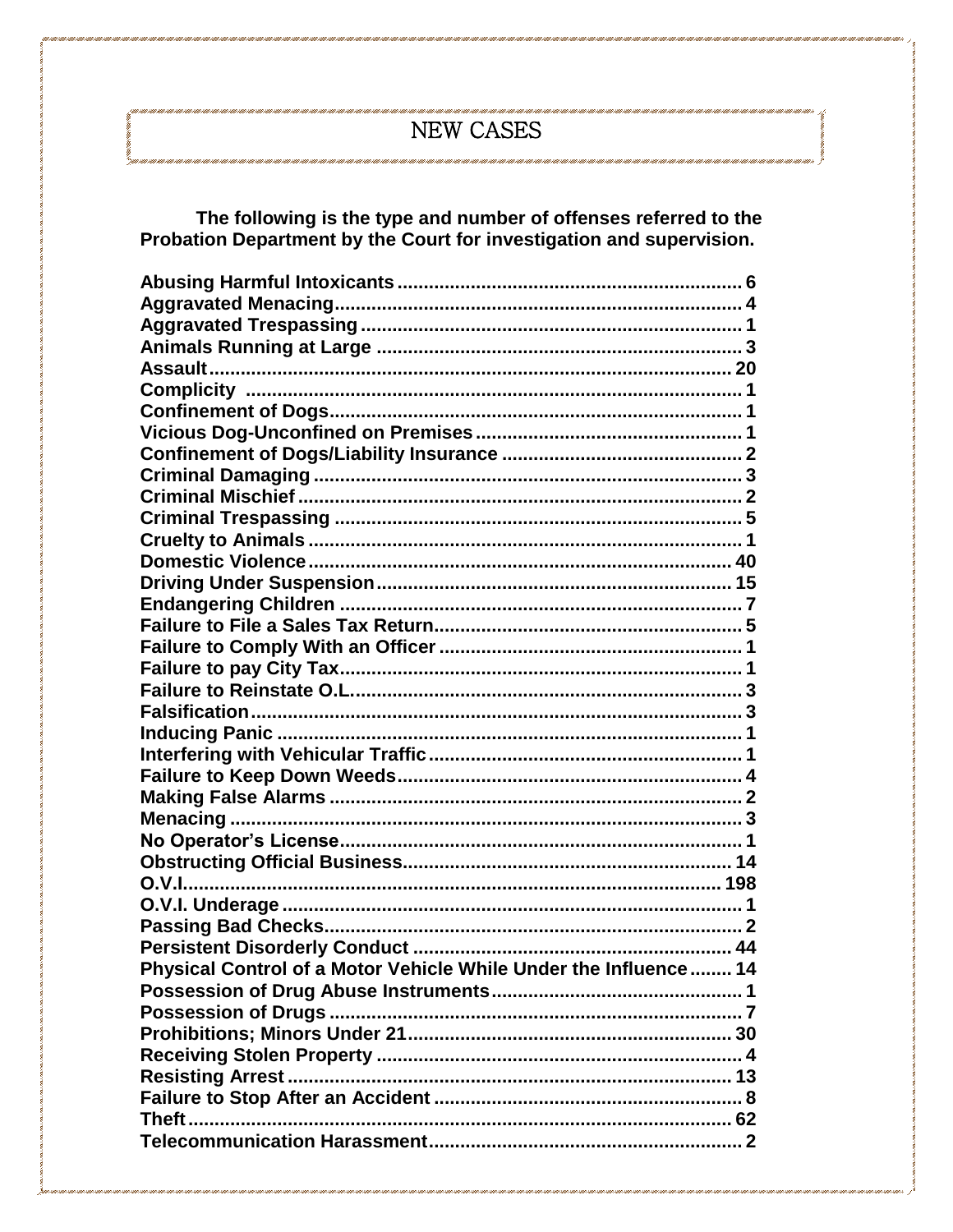# NEW CASES

**The following is the type and number of offenses referred to the Probation Department by the Court for investigation and supervision.**

| Offense | Number |
|---|---|
| **Abusing Harmful Intoxicants** | **6** |
| **Aggravated Menacing** | **4** |
| **Aggravated Trespassing** | **1** |
| **Animals Running at Large** | **3** |
| **Assault** | **20** |
| **Complicity** | **1** |
| **Confinement of Dogs** | **1** |
| **Vicious Dog-Unconfined on Premises** | **1** |
| **Confinement of Dogs/Liability Insurance** | **2** |
| **Criminal Damaging** | **3** |
| **Criminal Mischief** | **2** |
| **Criminal Trespassing** | **5** |
| **Cruelty to Animals** | **1** |
| **Domestic Violence** | **40** |
| **Driving Under Suspension** | **15** |
| **Endangering Children** | **7** |
| **Failure to File a Sales Tax Return** | **5** |
| **Failure to Comply With an Officer** | **1** |
| **Failure to pay City Tax** | **1** |
| **Failure to Reinstate O.L.** | **3** |
| **Falsification** | **3** |
| **Inducing Panic** | **1** |
| **Interfering with Vehicular Traffic** | **1** |
| **Failure to Keep Down Weeds** | **4** |
| **Making False Alarms** | **2** |
| **Menacing** | **3** |
| **No Operator's License** | **1** |
| **Obstructing Official Business** | **14** |
| **O.V.I.** | **198** |
| **O.V.I. Underage** | **1** |
| **Passing Bad Checks** | **2** |
| **Persistent Disorderly Conduct** | **44** |
| **Physical Control of a Motor Vehicle While Under the Influence** | **14** |
| **Possession of Drug Abuse Instruments** | **1** |
| **Possession of Drugs** | **7** |
| **Prohibitions; Minors Under 21** | **30** |
| **Receiving Stolen Property** | **4** |
| **Resisting Arrest** | **13** |
| **Failure to Stop After an Accident** | **8** |
| **Theft** | **62** |
| **Telecommunication Harassment** | **2** |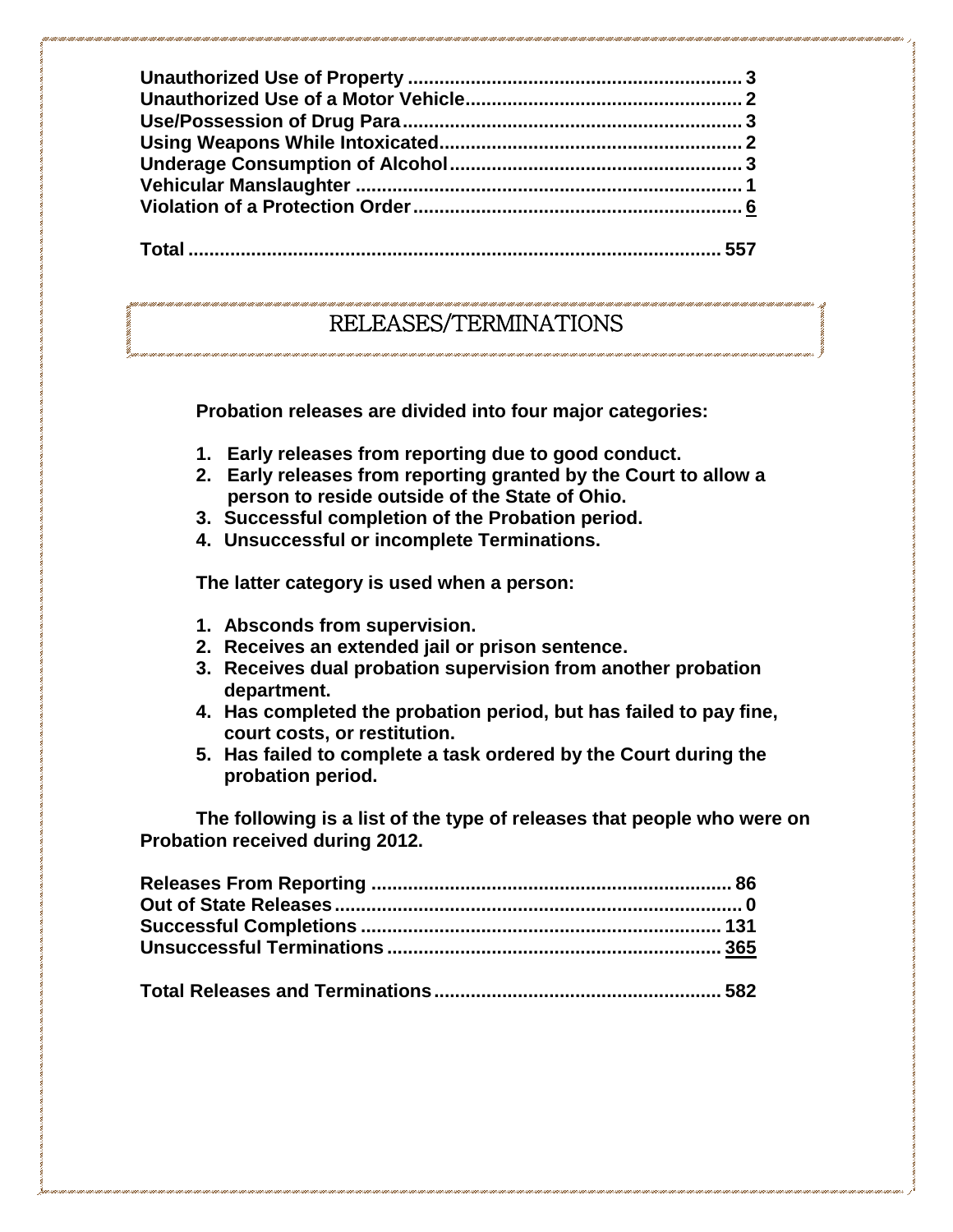**Unauthorized Use of Property ............................................................... 3**
**Unauthorized Use of a Motor Vehicle.................................................... 2**
**Use/Possession of Drug Para................................................................. 3**
**Using Weapons While Intoxicated......................................................... 2**
**Underage Consumption of Alcohol....................................................... 3**
**Vehicular Manslaughter ......................................................................... 1**
**Violation of a Protection Order.............................................................. <u>6</u>**

**Total .................................................................................................... 557**

## RELEASES/TERMINATIONS

**Probation releases are divided into four major categories:**

1. **Early releases from reporting due to good conduct.**
2. **Early releases from reporting granted by the Court to allow a person to reside outside of the State of Ohio.**
3. **Successful completion of the Probation period.**
4. **Unsuccessful or incomplete Terminations.**

**The latter category is used when a person:**

1. **Absconds from supervision.**
2. **Receives an extended jail or prison sentence.**
3. **Receives dual probation supervision from another probation department.**
4. **Has completed the probation period, but has failed to pay fine, court costs, or restitution.**
5. **Has failed to complete a task ordered by the Court during the probation period.**

**The following is a list of the type of releases that people who were on Probation received during 2012.**

**Releases From Reporting .................................................................... 86**
**Out of State Releases............................................................................. 0**
**Successful Completions ..................................................................... 131**
**Unsuccessful Terminations ................................................................ <u>365</u>**

**Total Releases and Terminations...................................................... 582**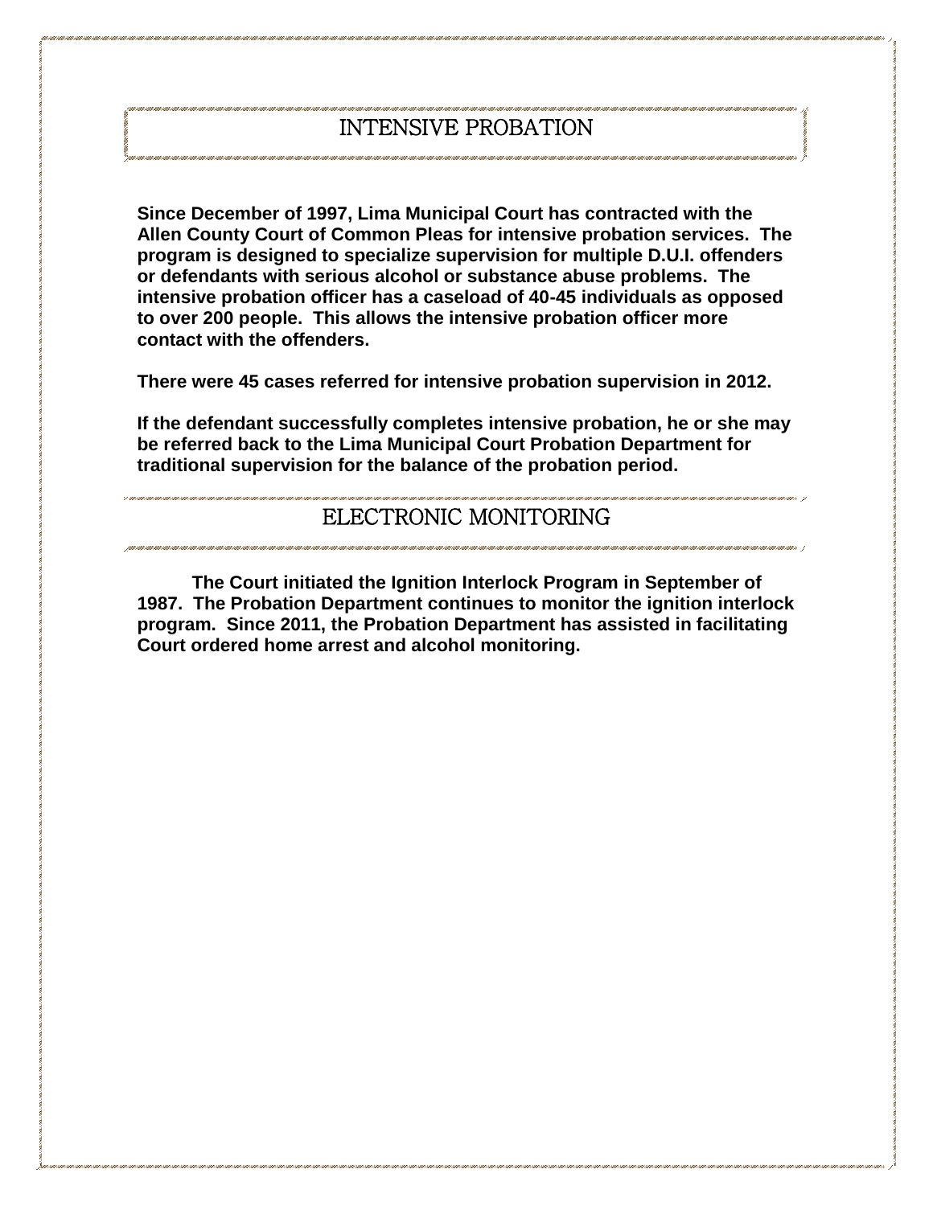## INTENSIVE PROBATION

**Since December of 1997, Lima Municipal Court has contracted with the Allen County Court of Common Pleas for intensive probation services. The program is designed to specialize supervision for multiple D.U.I. offenders or defendants with serious alcohol or substance abuse problems. The intensive probation officer has a caseload of 40-45 individuals as opposed to over 200 people. This allows the intensive probation officer more contact with the offenders.**

**There were 45 cases referred for intensive probation supervision in 2012.**

**If the defendant successfully completes intensive probation, he or she may be referred back to the Lima Municipal Court Probation Department for traditional supervision for the balance of the probation period.**

## ELECTRONIC MONITORING

**The Court initiated the Ignition Interlock Program in September of 1987. The Probation Department continues to monitor the ignition interlock program. Since 2011, the Probation Department has assisted in facilitating Court ordered home arrest and alcohol monitoring.**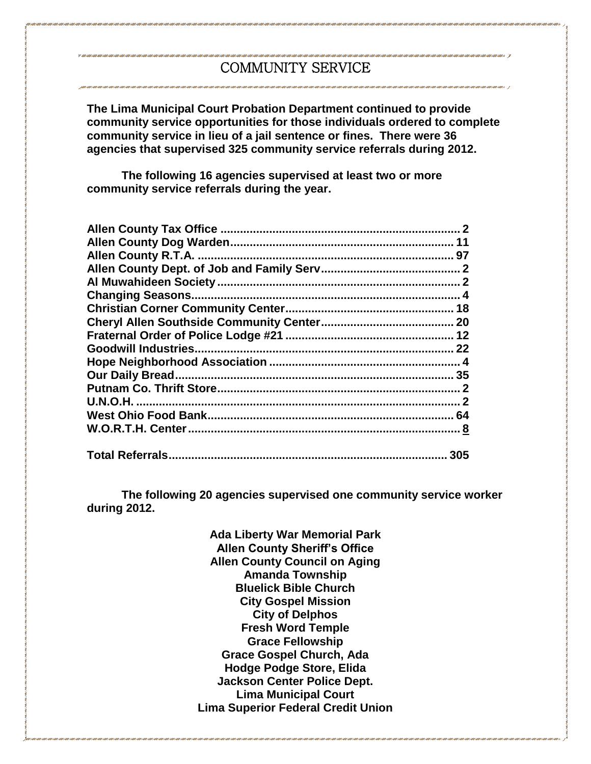# COMMUNITY SERVICE

**The Lima Municipal Court Probation Department continued to provide community service opportunities for those individuals ordered to complete community service in lieu of a jail sentence or fines. There were 36 agencies that supervised 325 community service referrals during 2012.**

**The following 16 agencies supervised at least two or more community service referrals during the year.**

| Agency | Referrals |
|---|---|
| **Allen County Tax Office** | **2** |
| **Allen County Dog Warden** | **11** |
| **Allen County R.T.A.** | **97** |
| **Allen County Dept. of Job and Family Serv** | **2** |
| **Al Muwahideen Society** | **2** |
| **Changing Seasons** | **4** |
| **Christian Corner Community Center** | **18** |
| **Cheryl Allen Southside Community Center** | **20** |
| **Fraternal Order of Police Lodge #21** | **12** |
| **Goodwill Industries** | **22** |
| **Hope Neighborhood Association** | **4** |
| **Our Daily Bread** | **35** |
| **Putnam Co. Thrift Store** | **2** |
| **U.N.O.H.** | **2** |
| **West Ohio Food Bank** | **64** |
| **W.O.R.T.H. Center** | **8** |
| **Total Referrals** | **305** |

**The following 20 agencies supervised one community service worker during 2012.**

**Ada Liberty War Memorial Park**
**Allen County Sheriff's Office**
**Allen County Council on Aging**
**Amanda Township**
**Bluelick Bible Church**
**City Gospel Mission**
**City of Delphos**
**Fresh Word Temple**
**Grace Fellowship**
**Grace Gospel Church, Ada**
**Hodge Podge Store, Elida**
**Jackson Center Police Dept.**
**Lima Municipal Court**
**Lima Superior Federal Credit Union**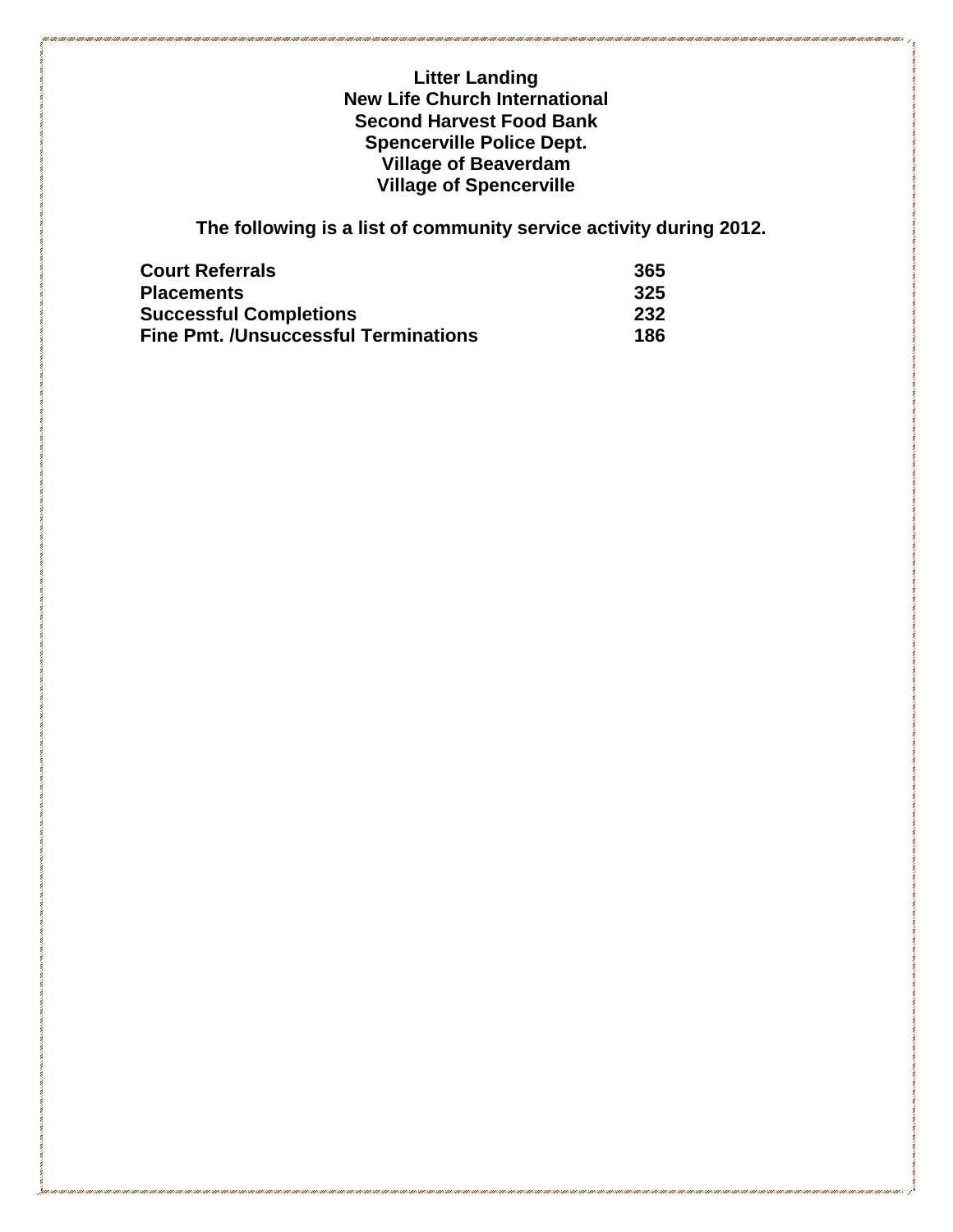**Litter Landing**
**New Life Church International**
**Second Harvest Food Bank**
**Spencerville Police Dept.**
**Village of Beaverdam**
**Village of Spencerville**

**The following is a list of community service activity during 2012.**

| | |
|---|---|
| **Court Referrals** | **365** |
| **Placements** | **325** |
| **Successful Completions** | **232** |
| **Fine Pmt. /Unsuccessful Terminations** | **186** |